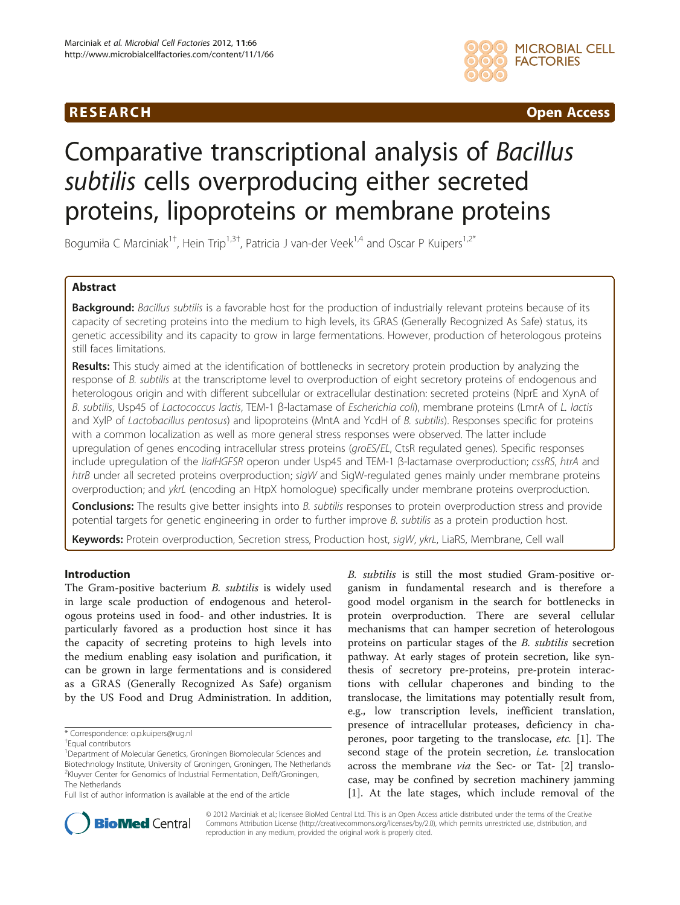RESEARCH Open Access

# Comparative transcriptional analysis of *Bacillus subtilis* cells overproducing either secreted proteins, lipoproteins or membrane proteins

Bogumiła C Marciniak[1†], Hein Trip[1,3†], Patricia J van-der Veek[1,4] and Oscar P Kuipers[1,2*]

## Abstract

**Background:** *Bacillus subtilis* is a favorable host for the production of industrially relevant proteins because of its capacity of secreting proteins into the medium to high levels, its GRAS (Generally Recognized As Safe) status, its genetic accessibility and its capacity to grow in large fermentations. However, production of heterologous proteins still faces limitations.

**Results:** This study aimed at the identification of bottlenecks in secretory protein production by analyzing the response of *B. subtilis* at the transcriptome level to overproduction of eight secretory proteins of endogenous and heterologous origin and with different subcellular or extracellular destination: secreted proteins (NprE and XynA of *B. subtilis*, Usp45 of *Lactococcus lactis*, TEM-1 β-lactamase of *Escherichia coli*), membrane proteins (LmrA of *L. lactis* and XylP of *Lactobacillus pentosus*) and lipoproteins (MntA and YcdH of *B. subtilis*). Responses specific for proteins with a common localization as well as more general stress responses were observed. The latter include upregulation of genes encoding intracellular stress proteins (*groES/EL*, CtsR regulated genes). Specific responses include upregulation of the *lialHGFSR* operon under Usp45 and TEM-1 β-lactamase overproduction; *cssRS*, *htrA* and *htrB* under all secreted proteins overproduction; *sigW* and SigW-regulated genes mainly under membrane proteins overproduction; and *ykrL* (encoding an HtpX homologue) specifically under membrane proteins overproduction.

**Conclusions:** The results give better insights into *B. subtilis* responses to protein overproduction stress and provide potential targets for genetic engineering in order to further improve *B. subtilis* as a protein production host.

**Keywords:** Protein overproduction, Secretion stress, Production host, *sigW*, *ykrL*, LiaRS, Membrane, Cell wall

## Introduction

The Gram-positive bacterium *B. subtilis* is widely used in large scale production of endogenous and heterologous proteins used in food- and other industries. It is particularly favored as a production host since it has the capacity of secreting proteins to high levels into the medium enabling easy isolation and purification, it can be grown in large fermentations and is considered as a GRAS (Generally Recognized As Safe) organism by the US Food and Drug Administration. In addition, *B. subtilis* is still the most studied Gram-positive organism in fundamental research and is therefore a good model organism in the search for bottlenecks in protein overproduction. There are several cellular mechanisms that can hamper secretion of heterologous proteins on particular stages of the *B. subtilis* secretion pathway. At early stages of protein secretion, like synthesis of secretory pre-proteins, pre-protein interactions with cellular chaperones and binding to the translocase, the limitations may potentially result from, e.g., low transcription levels, inefficient translation, presence of intracellular proteases, deficiency in chaperones, poor targeting to the translocase, *etc.* [1]. The second stage of the protein secretion, *i.e.* translocation across the membrane *via* the Sec- or Tat- [2] translocase, may be confined by secretion machinery jamming [1]. At the late stages, which include removal of the

\* Correspondence: o.p.kuipers@rug.nl
†Equal contributors
[1]Department of Molecular Genetics, Groningen Biomolecular Sciences and Biotechnology Institute, University of Groningen, Groningen, The Netherlands
[2]Kluyver Center for Genomics of Industrial Fermentation, Delft/Groningen, The Netherlands
Full list of author information is available at the end of the article

© 2012 Marciniak et al.; licensee BioMed Central Ltd. This is an Open Access article distributed under the terms of the Creative Commons Attribution License (http://creativecommons.org/licenses/by/2.0), which permits unrestricted use, distribution, and reproduction in any medium, provided the original work is properly cited.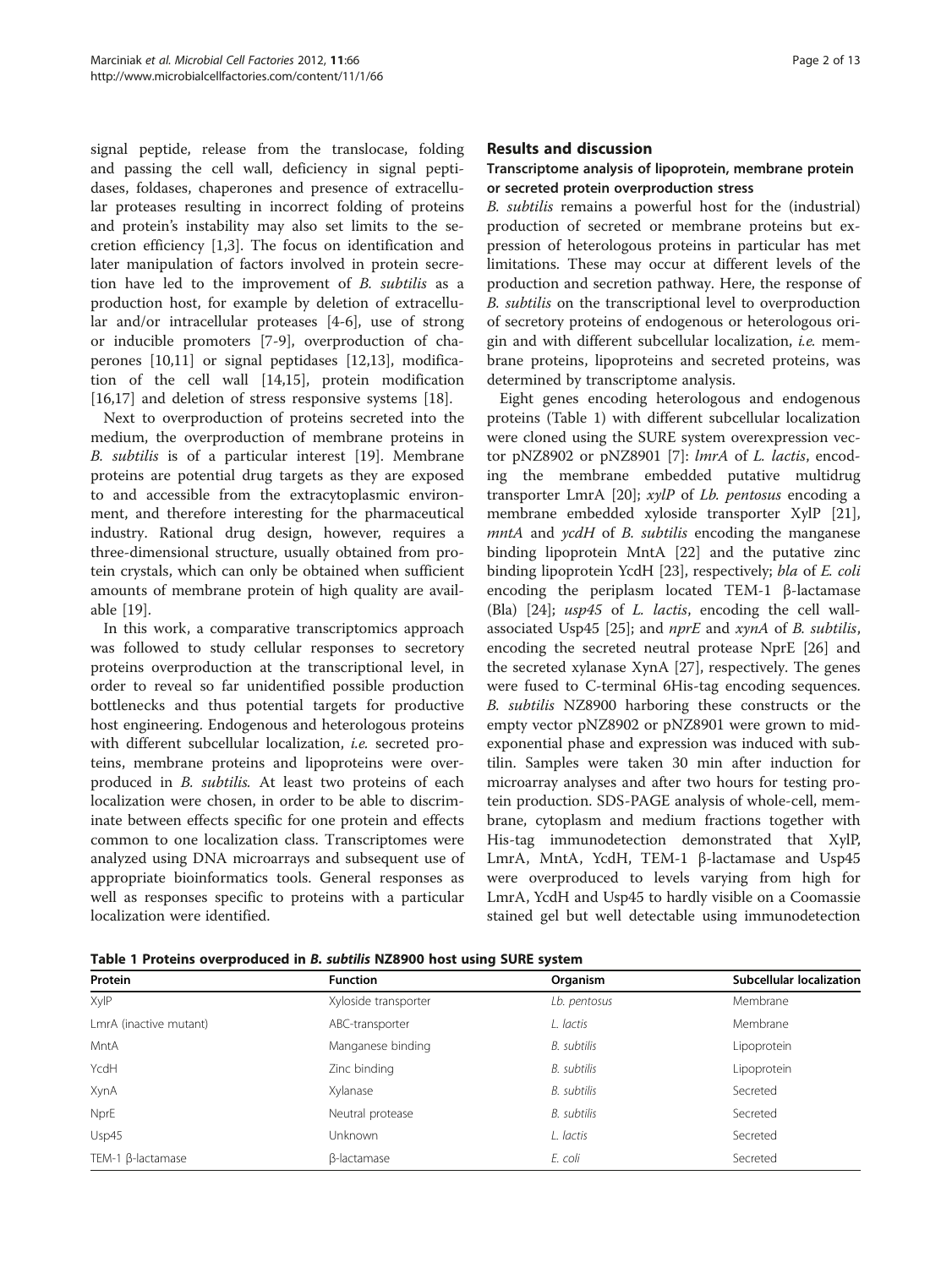signal peptide, release from the translocase, folding and passing the cell wall, deficiency in signal peptidases, foldases, chaperones and presence of extracellular proteases resulting in incorrect folding of proteins and protein's instability may also set limits to the secretion efficiency [1,3]. The focus on identification and later manipulation of factors involved in protein secretion have led to the improvement of *B. subtilis* as a production host, for example by deletion of extracellular and/or intracellular proteases [4-6], use of strong or inducible promoters [7-9], overproduction of chaperones [10,11] or signal peptidases [12,13], modification of the cell wall [14,15], protein modification [16,17] and deletion of stress responsive systems [18].

Next to overproduction of proteins secreted into the medium, the overproduction of membrane proteins in *B. subtilis* is of a particular interest [19]. Membrane proteins are potential drug targets as they are exposed to and accessible from the extracytoplasmic environment, and therefore interesting for the pharmaceutical industry. Rational drug design, however, requires a three-dimensional structure, usually obtained from protein crystals, which can only be obtained when sufficient amounts of membrane protein of high quality are available [19].

In this work, a comparative transcriptomics approach was followed to study cellular responses to secretory proteins overproduction at the transcriptional level, in order to reveal so far unidentified possible production bottlenecks and thus potential targets for productive host engineering. Endogenous and heterologous proteins with different subcellular localization, *i.e.* secreted proteins, membrane proteins and lipoproteins were overproduced in *B. subtilis*. At least two proteins of each localization were chosen, in order to be able to discriminate between effects specific for one protein and effects common to one localization class. Transcriptomes were analyzed using DNA microarrays and subsequent use of appropriate bioinformatics tools. General responses as well as responses specific to proteins with a particular localization were identified.

## Results and discussion

### Transcriptome analysis of lipoprotein, membrane protein or secreted protein overproduction stress

*B. subtilis* remains a powerful host for the (industrial) production of secreted or membrane proteins but expression of heterologous proteins in particular has met limitations. These may occur at different levels of the production and secretion pathway. Here, the response of *B. subtilis* on the transcriptional level to overproduction of secretory proteins of endogenous or heterologous origin and with different subcellular localization, *i.e.* membrane proteins, lipoproteins and secreted proteins, was determined by transcriptome analysis.

Eight genes encoding heterologous and endogenous proteins (Table 1) with different subcellular localization were cloned using the SURE system overexpression vector pNZ8902 or pNZ8901 [7]: *lmrA* of *L. lactis*, encoding the membrane embedded putative multidrug transporter LmrA [20]; *xylP* of *Lb. pentosus* encoding a membrane embedded xyloside transporter XylP [21], *mntA* and *ycdH* of *B. subtilis* encoding the manganese binding lipoprotein MntA [22] and the putative zinc binding lipoprotein YcdH [23], respectively; *bla* of *E. coli* encoding the periplasm located TEM-1 β-lactamase (Bla) [24]; *usp45* of *L. lactis*, encoding the cell wall-associated Usp45 [25]; and *nprE* and *xynA* of *B. subtilis*, encoding the secreted neutral protease NprE [26] and the secreted xylanase XynA [27], respectively. The genes were fused to C-terminal 6His-tag encoding sequences. *B. subtilis* NZ8900 harboring these constructs or the empty vector pNZ8902 or pNZ8901 were grown to mid-exponential phase and expression was induced with subtilin. Samples were taken 30 min after induction for microarray analyses and after two hours for testing protein production. SDS-PAGE analysis of whole-cell, membrane, cytoplasm and medium fractions together with His-tag immunodetection demonstrated that XylP, LmrA, MntA, YcdH, TEM-1 β-lactamase and Usp45 were overproduced to levels varying from high for LmrA, YcdH and Usp45 to hardly visible on a Coomassie stained gel but well detectable using immunodetection

**Table 1 Proteins overproduced in *B. subtilis* NZ8900 host using SURE system**

| Protein | Function | Organism | Subcellular localization |
| --- | --- | --- | --- |
| XylP | Xyloside transporter | *Lb. pentosus* | Membrane |
| LmrA (inactive mutant) | ABC-transporter | *L. lactis* | Membrane |
| MntA | Manganese binding | *B. subtilis* | Lipoprotein |
| YcdH | Zinc binding | *B. subtilis* | Lipoprotein |
| XynA | Xylanase | *B. subtilis* | Secreted |
| NprE | Neutral protease | *B. subtilis* | Secreted |
| Usp45 | Unknown | *L. lactis* | Secreted |
| TEM-1 β-lactamase | β-lactamase | *E. coli* | Secreted |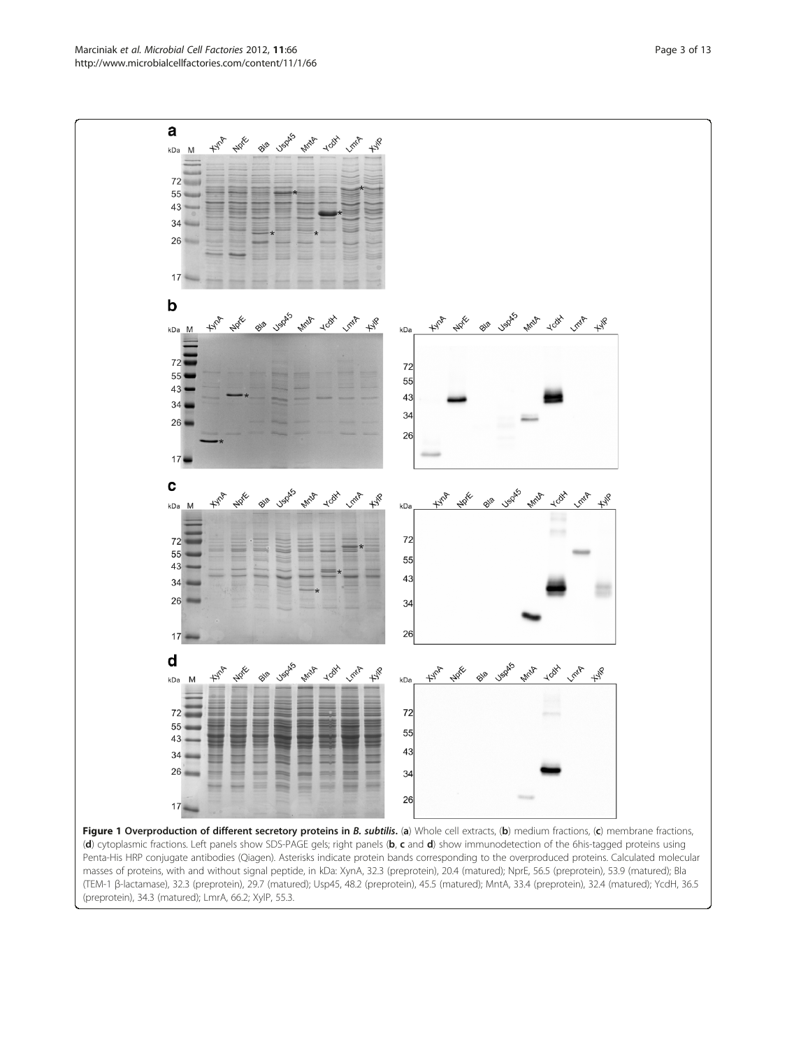**Figure 1 Overproduction of different secretory proteins in *B. subtilis*.** (**a**) Whole cell extracts, (**b**) medium fractions, (**c**) membrane fractions, (**d**) cytoplasmic fractions. Left panels show SDS-PAGE gels; right panels (**b**, **c** and **d**) show immunodetection of the 6his-tagged proteins using Penta-His HRP conjugate antibodies (Qiagen). Asterisks indicate protein bands corresponding to the overproduced proteins. Calculated molecular masses of proteins, with and without signal peptide, in kDa: XynA, 32.3 (preprotein), 20.4 (matured); NprE, 56.5 (preprotein), 53.9 (matured); Bla (TEM-1 β-lactamase), 32.3 (preprotein), 29.7 (matured); Usp45, 48.2 (preprotein), 45.5 (matured); MntA, 33.4 (preprotein), 32.4 (matured); YcdH, 36.5 (preprotein), 34.3 (matured); LmrA, 66.2; XylP, 55.3.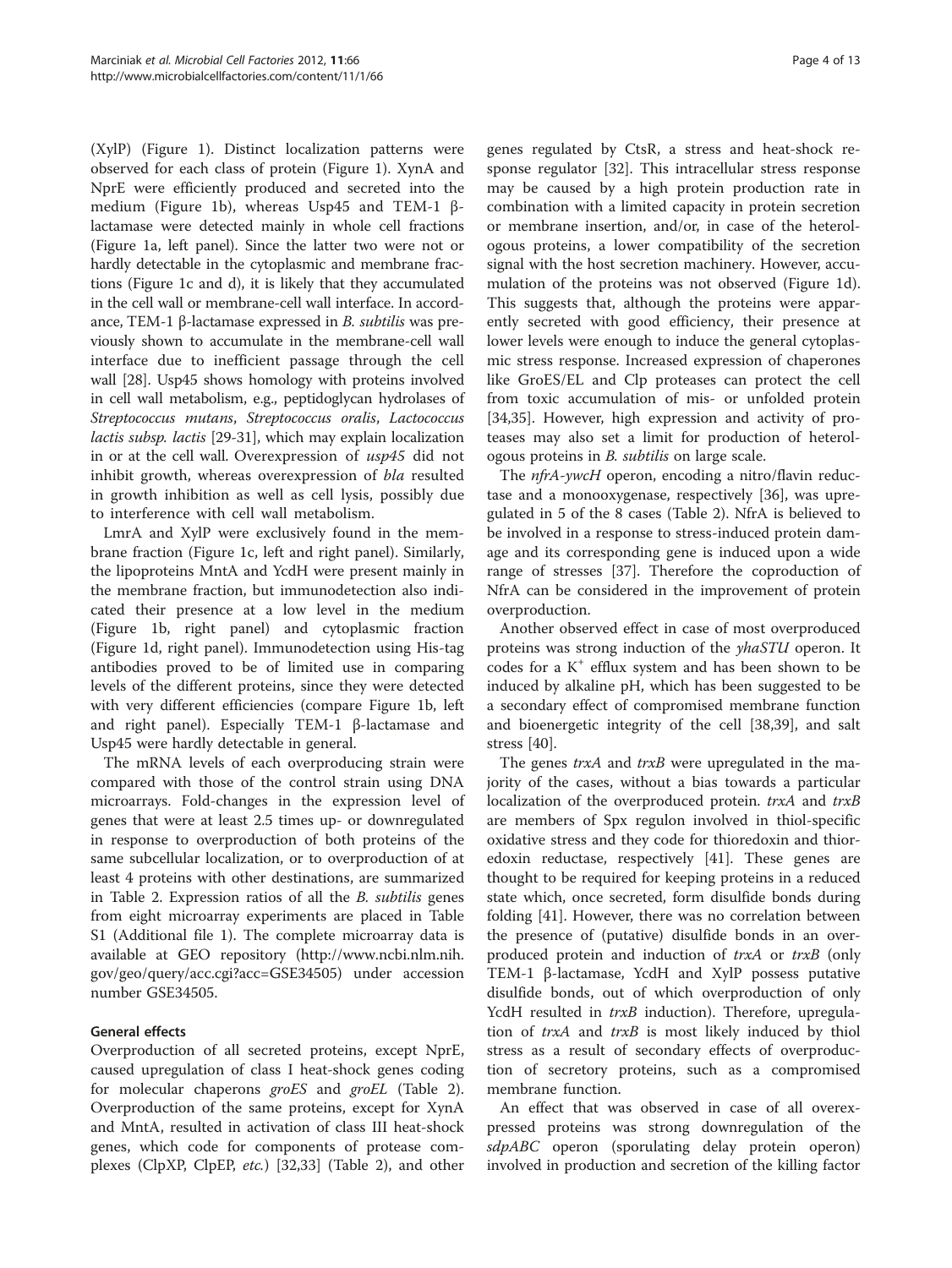(XylP) (Figure 1). Distinct localization patterns were observed for each class of protein (Figure 1). XynA and NprE were efficiently produced and secreted into the medium (Figure 1b), whereas Usp45 and TEM-1 β-lactamase were detected mainly in whole cell fractions (Figure 1a, left panel). Since the latter two were not or hardly detectable in the cytoplasmic and membrane fractions (Figure 1c and d), it is likely that they accumulated in the cell wall or membrane-cell wall interface. In accordance, TEM-1 β-lactamase expressed in *B. subtilis* was previously shown to accumulate in the membrane-cell wall interface due to inefficient passage through the cell wall [28]. Usp45 shows homology with proteins involved in cell wall metabolism, e.g., peptidoglycan hydrolases of *Streptococcus mutans*, *Streptococcus oralis*, *Lactococcus lactis subsp. lactis* [29-31], which may explain localization in or at the cell wall. Overexpression of *usp45* did not inhibit growth, whereas overexpression of *bla* resulted in growth inhibition as well as cell lysis, possibly due to interference with cell wall metabolism.

LmrA and XylP were exclusively found in the membrane fraction (Figure 1c, left and right panel). Similarly, the lipoproteins MntA and YcdH were present mainly in the membrane fraction, but immunodetection also indicated their presence at a low level in the medium (Figure 1b, right panel) and cytoplasmic fraction (Figure 1d, right panel). Immunodetection using His-tag antibodies proved to be of limited use in comparing levels of the different proteins, since they were detected with very different efficiencies (compare Figure 1b, left and right panel). Especially TEM-1 β-lactamase and Usp45 were hardly detectable in general.

The mRNA levels of each overproducing strain were compared with those of the control strain using DNA microarrays. Fold-changes in the expression level of genes that were at least 2.5 times up- or downregulated in response to overproduction of both proteins of the same subcellular localization, or to overproduction of at least 4 proteins with other destinations, are summarized in Table 2. Expression ratios of all the *B. subtilis* genes from eight microarray experiments are placed in Table S1 (Additional file 1). The complete microarray data is available at GEO repository (http://www.ncbi.nlm.nih.gov/geo/query/acc.cgi?acc=GSE34505) under accession number GSE34505.

## General effects

Overproduction of all secreted proteins, except NprE, caused upregulation of class I heat-shock genes coding for molecular chaperons *groES* and *groEL* (Table 2). Overproduction of the same proteins, except for XynA and MntA, resulted in activation of class III heat-shock genes, which code for components of protease complexes (ClpXP, ClpEP, *etc.*) [32,33] (Table 2), and other genes regulated by CtsR, a stress and heat-shock response regulator [32]. This intracellular stress response may be caused by a high protein production rate in combination with a limited capacity in protein secretion or membrane insertion, and/or, in case of the heterologous proteins, a lower compatibility of the secretion signal with the host secretion machinery. However, accumulation of the proteins was not observed (Figure 1d). This suggests that, although the proteins were apparently secreted with good efficiency, their presence at lower levels were enough to induce the general cytoplasmic stress response. Increased expression of chaperones like GroES/EL and Clp proteases can protect the cell from toxic accumulation of mis- or unfolded protein [34,35]. However, high expression and activity of proteases may also set a limit for production of heterologous proteins in *B. subtilis* on large scale.

The *nfrA-ywcH* operon, encoding a nitro/flavin reductase and a monooxygenase, respectively [36], was upregulated in 5 of the 8 cases (Table 2). NfrA is believed to be involved in a response to stress-induced protein damage and its corresponding gene is induced upon a wide range of stresses [37]. Therefore the coproduction of NfrA can be considered in the improvement of protein overproduction.

Another observed effect in case of most overproduced proteins was strong induction of the *yhaSTU* operon. It codes for a $K^+$ efflux system and has been shown to be induced by alkaline pH, which has been suggested to be a secondary effect of compromised membrane function and bioenergetic integrity of the cell [38,39], and salt stress [40].

The genes *trxA* and *trxB* were upregulated in the majority of the cases, without a bias towards a particular localization of the overproduced protein. *trxA* and *trxB* are members of Spx regulon involved in thiol-specific oxidative stress and they code for thioredoxin and thioredoxin reductase, respectively [41]. These genes are thought to be required for keeping proteins in a reduced state which, once secreted, form disulfide bonds during folding [41]. However, there was no correlation between the presence of (putative) disulfide bonds in an overproduced protein and induction of *trxA* or *trxB* (only TEM-1 β-lactamase, YcdH and XylP possess putative disulfide bonds, out of which overproduction of only YcdH resulted in *trxB* induction). Therefore, upregulation of *trxA* and *trxB* is most likely induced by thiol stress as a result of secondary effects of overproduction of secretory proteins, such as a compromised membrane function.

An effect that was observed in case of all overexpressed proteins was strong downregulation of the *sdpABC* operon (sporulating delay protein operon) involved in production and secretion of the killing factor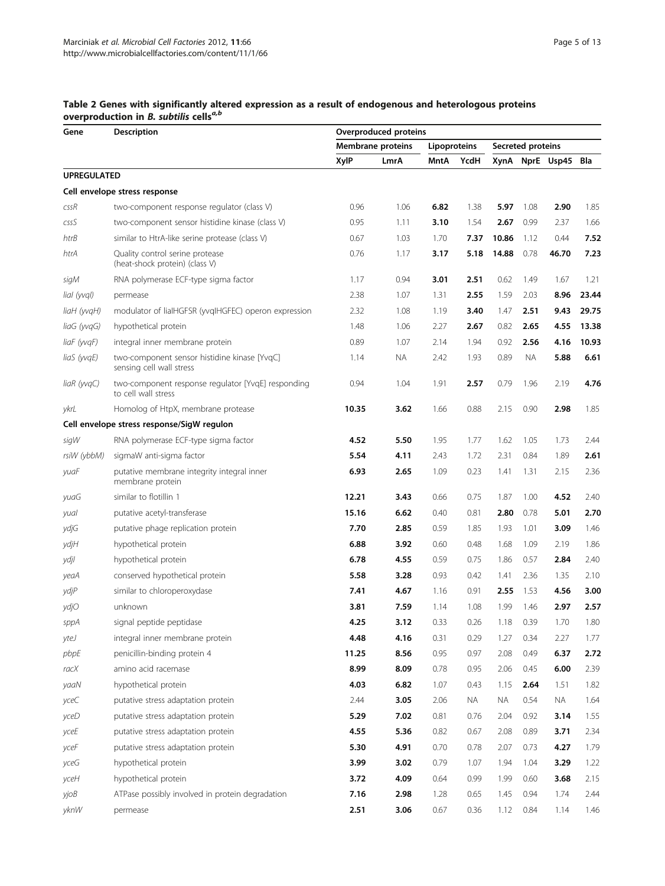**Table 2 Genes with significantly altered expression as a result of endogenous and heterologous proteins overproduction in *B. subtilis* cells[a,b]**

| Gene | Description | Overproduced proteins | | | | | | | |
|---|---|---|---|---|---|---|---|---|---|
| | | Membrane proteins | | Lipoproteins | | Secreted proteins | | | |
| | | XylP | LmrA | MntA | YcdH | XynA | NprE | Usp45 | Bla |
| **UPREGULATED** | | | | | | | | | |
| **Cell envelope stress response** | | | | | | | | | |
| *cssR* | two-component response regulator (class V) | 0.96 | 1.06 | **6.82** | 1.38 | **5.97** | 1.08 | **2.90** | 1.85 |
| *cssS* | two-component sensor histidine kinase (class V) | 0.95 | 1.11 | **3.10** | 1.54 | **2.67** | 0.99 | 2.37 | 1.66 |
| *htrB* | similar to HtrA-like serine protease (class V) | 0.67 | 1.03 | 1.70 | **7.37** | **10.86** | 1.12 | 0.44 | **7.52** |
| *htrA* | Quality control serine protease (heat-shock protein) (class V) | 0.76 | 1.17 | **3.17** | **5.18** | **14.88** | 0.78 | **46.70** | **7.23** |
| *sigM* | RNA polymerase ECF-type sigma factor | 1.17 | 0.94 | **3.01** | **2.51** | 0.62 | 1.49 | 1.67 | 1.21 |
| *liaI (yvqI)* | permease | 2.38 | 1.07 | 1.31 | **2.55** | 1.59 | 2.03 | **8.96** | **23.44** |
| *liaH (yvqH)* | modulator of liaIHGFSR (yvqIHGFEC) operon expression | 2.32 | 1.08 | 1.19 | **3.40** | 1.47 | **2.51** | **9.43** | **29.75** |
| *liaG (yvqG)* | hypothetical protein | 1.48 | 1.06 | 2.27 | **2.67** | 0.82 | **2.65** | **4.55** | **13.38** |
| *liaF (yvqF)* | integral inner membrane protein | 0.89 | 1.07 | 2.14 | 1.94 | 0.92 | **2.56** | **4.16** | **10.93** |
| *liaS (yvqE)* | two-component sensor histidine kinase [YvqC] sensing cell wall stress | 1.14 | NA | 2.42 | 1.93 | 0.89 | NA | **5.88** | **6.61** |
| *liaR (yvqC)* | two-component response regulator [YvqE] responding to cell wall stress | 0.94 | 1.04 | 1.91 | **2.57** | 0.79 | 1.96 | 2.19 | **4.76** |
| *ykrL* | Homolog of HtpX, membrane protease | **10.35** | **3.62** | 1.66 | 0.88 | 2.15 | 0.90 | **2.98** | 1.85 |
| **Cell envelope stress response/SigW regulon** | | | | | | | | | |
| *sigW* | RNA polymerase ECF-type sigma factor | **4.52** | **5.50** | 1.95 | 1.77 | 1.62 | 1.05 | 1.73 | 2.44 |
| *rsiW (ybbM)* | sigmaW anti-sigma factor | **5.54** | **4.11** | 2.43 | 1.72 | 2.31 | 0.84 | 1.89 | **2.61** |
| *yuaF* | putative membrane integrity integral inner membrane protein | **6.93** | **2.65** | 1.09 | 0.23 | 1.41 | 1.31 | 2.15 | 2.36 |
| *yuaG* | similar to flotillin 1 | **12.21** | **3.43** | 0.66 | 0.75 | 1.87 | 1.00 | **4.52** | 2.40 |
| *yuaI* | putative acetyl-transferase | **15.16** | **6.62** | 0.40 | 0.81 | **2.80** | 0.78 | **5.01** | **2.70** |
| *ydjG* | putative phage replication protein | **7.70** | **2.85** | 0.59 | 1.85 | 1.93 | 1.01 | **3.09** | 1.46 |
| *ydjH* | hypothetical protein | **6.88** | **3.92** | 0.60 | 0.48 | 1.68 | 1.09 | 2.19 | 1.86 |
| *ydjI* | hypothetical protein | **6.78** | **4.55** | 0.59 | 0.75 | 1.86 | 0.57 | **2.84** | 2.40 |
| *yeaA* | conserved hypothetical protein | **5.58** | **3.28** | 0.93 | 0.42 | 1.41 | 2.36 | 1.35 | 2.10 |
| *ydjP* | similar to chloroperoxydase | **7.41** | **4.67** | 1.16 | 0.91 | **2.55** | 1.53 | **4.56** | **3.00** |
| *ydjO* | unknown | **3.81** | **7.59** | 1.14 | 1.08 | 1.99 | 1.46 | **2.97** | **2.57** |
| *sppA* | signal peptide peptidase | **4.25** | **3.12** | 0.33 | 0.26 | 1.18 | 0.39 | 1.70 | 1.80 |
| *yteJ* | integral inner membrane protein | **4.48** | **4.16** | 0.31 | 0.29 | 1.27 | 0.34 | 2.27 | 1.77 |
| *pbpE* | penicillin-binding protein 4 | **11.25** | **8.56** | 0.95 | 0.97 | 2.08 | 0.49 | **6.37** | **2.72** |
| *racX* | amino acid racemase | **8.99** | **8.09** | 0.78 | 0.95 | 2.06 | 0.45 | **6.00** | 2.39 |
| *yaaN* | hypothetical protein | **4.03** | **6.82** | 1.07 | 0.43 | 1.15 | **2.64** | 1.51 | 1.82 |
| *yceC* | putative stress adaptation protein | 2.44 | **3.05** | 2.06 | NA | NA | 0.54 | NA | 1.64 |
| *yceD* | putative stress adaptation protein | **5.29** | **7.02** | 0.81 | 0.76 | 2.04 | 0.92 | **3.14** | 1.55 |
| *yceE* | putative stress adaptation protein | **4.55** | **5.36** | 0.82 | 0.67 | 2.08 | 0.89 | **3.71** | 2.34 |
| *yceF* | putative stress adaptation protein | **5.30** | **4.91** | 0.70 | 0.78 | 2.07 | 0.73 | **4.27** | 1.79 |
| *yceG* | hypothetical protein | **3.99** | **3.02** | 0.79 | 1.07 | 1.94 | 1.04 | **3.29** | 1.22 |
| *yceH* | hypothetical protein | **3.72** | **4.09** | 0.64 | 0.99 | 1.99 | 0.60 | **3.68** | 2.15 |
| *yjoB* | ATPase possibly involved in protein degradation | **7.16** | **2.98** | 1.28 | 0.65 | 1.45 | 0.94 | 1.74 | 2.44 |
| *yknW* | permease | **2.51** | **3.06** | 0.67 | 0.36 | 1.12 | 0.84 | 1.14 | 1.46 |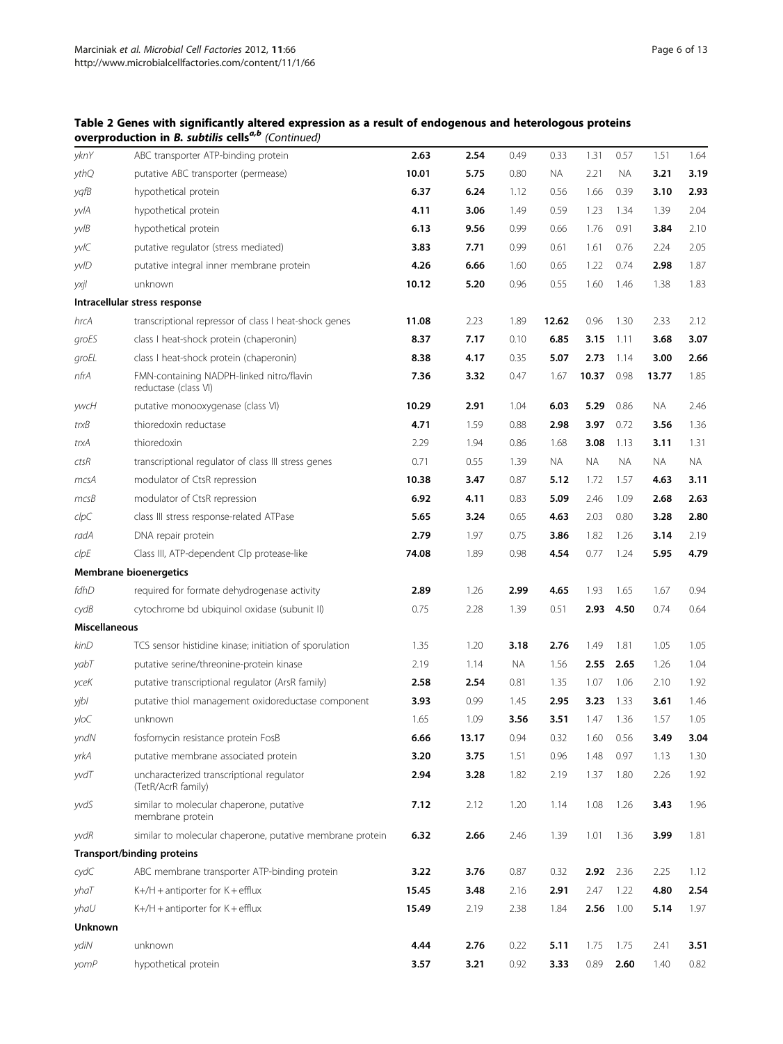**Table 2 Genes with significantly altered expression as a result of endogenous and heterologous proteins overproduction in *B. subtilis* cells[a,b] (Continued)**

| | | | | | | | | | |
|---|---|---|---|---|---|---|---|---|---|
| *yknY* | ABC transporter ATP-binding protein | **2.63** | **2.54** | 0.49 | 0.33 | 1.31 | 0.57 | 1.51 | 1.64 |
| *ythQ* | putative ABC transporter (permease) | **10.01** | **5.75** | 0.80 | NA | 2.21 | NA | **3.21** | **3.19** |
| *yqfB* | hypothetical protein | **6.37** | **6.24** | 1.12 | 0.56 | 1.66 | 0.39 | **3.10** | **2.93** |
| *yvlA* | hypothetical protein | **4.11** | **3.06** | 1.49 | 0.59 | 1.23 | 1.34 | 1.39 | 2.04 |
| *yvlB* | hypothetical protein | **6.13** | **9.56** | 0.99 | 0.66 | 1.76 | 0.91 | **3.84** | 2.10 |
| *yvlC* | putative regulator (stress mediated) | **3.83** | **7.71** | 0.99 | 0.61 | 1.61 | 0.76 | 2.24 | 2.05 |
| *yvlD* | putative integral inner membrane protein | **4.26** | **6.66** | 1.60 | 0.65 | 1.22 | 0.74 | **2.98** | 1.87 |
| *yxjI* | unknown | **10.12** | **5.20** | 0.96 | 0.55 | 1.60 | 1.46 | 1.38 | 1.83 |
| **Intracellular stress response** | | | | | | | | | |
| *hrcA* | transcriptional repressor of class I heat-shock genes | **11.08** | 2.23 | 1.89 | **12.62** | 0.96 | 1.30 | 2.33 | 2.12 |
| *groES* | class I heat-shock protein (chaperonin) | **8.37** | **7.17** | 0.10 | **6.85** | **3.15** | 1.11 | **3.68** | **3.07** |
| *groEL* | class I heat-shock protein (chaperonin) | **8.38** | **4.17** | 0.35 | **5.07** | **2.73** | 1.14 | **3.00** | **2.66** |
| *nfrA* | FMN-containing NADPH-linked nitro/flavin reductase (class VI) | **7.36** | **3.32** | 0.47 | 1.67 | **10.37** | 0.98 | **13.77** | 1.85 |
| *ywcH* | putative monooxygenase (class VI) | **10.29** | **2.91** | 1.04 | **6.03** | **5.29** | 0.86 | NA | 2.46 |
| *trxB* | thioredoxin reductase | **4.71** | 1.59 | 0.88 | **2.98** | **3.97** | 0.72 | **3.56** | 1.36 |
| *trxA* | thioredoxin | 2.29 | 1.94 | 0.86 | 1.68 | **3.08** | 1.13 | **3.11** | 1.31 |
| *ctsR* | transcriptional regulator of class III stress genes | 0.71 | 0.55 | 1.39 | NA | NA | NA | NA | NA |
| *mcsA* | modulator of CtsR repression | **10.38** | **3.47** | 0.87 | **5.12** | 1.72 | 1.57 | **4.63** | **3.11** |
| *mcsB* | modulator of CtsR repression | **6.92** | **4.11** | 0.83 | **5.09** | 2.46 | 1.09 | **2.68** | **2.63** |
| *clpC* | class III stress response-related ATPase | **5.65** | **3.24** | 0.65 | **4.63** | 2.03 | 0.80 | **3.28** | **2.80** |
| *radA* | DNA repair protein | **2.79** | 1.97 | 0.75 | **3.86** | 1.82 | 1.26 | **3.14** | 2.19 |
| *clpE* | Class III, ATP-dependent Clp protease-like | **74.08** | 1.89 | 0.98 | **4.54** | 0.77 | 1.24 | **5.95** | **4.79** |
| **Membrane bioenergetics** | | | | | | | | | |
| *fdhD* | required for formate dehydrogenase activity | **2.89** | 1.26 | **2.99** | **4.65** | 1.93 | 1.65 | 1.67 | 0.94 |
| *cydB* | cytochrome bd ubiquinol oxidase (subunit II) | 0.75 | 2.28 | 1.39 | 0.51 | **2.93** | **4.50** | 0.74 | 0.64 |
| **Miscellaneous** | | | | | | | | | |
| *kinD* | TCS sensor histidine kinase; initiation of sporulation | 1.35 | 1.20 | **3.18** | **2.76** | 1.49 | 1.81 | 1.05 | 1.05 |
| *yabT* | putative serine/threonine-protein kinase | 2.19 | 1.14 | NA | 1.56 | **2.55** | **2.65** | 1.26 | 1.04 |
| *yceK* | putative transcriptional regulator (ArsR family) | **2.58** | **2.54** | 0.81 | 1.35 | 1.07 | 1.06 | 2.10 | 1.92 |
| *yjbI* | putative thiol management oxidoreductase component | **3.93** | 0.99 | 1.45 | **2.95** | **3.23** | 1.33 | **3.61** | 1.46 |
| *yloC* | unknown | 1.65 | 1.09 | **3.56** | **3.51** | 1.47 | 1.36 | 1.57 | 1.05 |
| *yndN* | fosfomycin resistance protein FosB | **6.66** | **13.17** | 0.94 | 0.32 | 1.60 | 0.56 | **3.49** | **3.04** |
| *yrkA* | putative membrane associated protein | **3.20** | **3.75** | 1.51 | 0.96 | 1.48 | 0.97 | 1.13 | 1.30 |
| *yvdT* | uncharacterized transcriptional regulator (TetR/AcrR family) | **2.94** | **3.28** | 1.82 | 2.19 | 1.37 | 1.80 | 2.26 | 1.92 |
| *yvdS* | similar to molecular chaperone, putative membrane protein | **7.12** | 2.12 | 1.20 | 1.14 | 1.08 | 1.26 | **3.43** | 1.96 |
| *yvdR* | similar to molecular chaperone, putative membrane protein | **6.32** | **2.66** | 2.46 | 1.39 | 1.01 | 1.36 | **3.99** | 1.81 |
| **Transport/binding proteins** | | | | | | | | | |
| *cydC* | ABC membrane transporter ATP-binding protein | **3.22** | **3.76** | 0.87 | 0.32 | **2.92** | 2.36 | 2.25 | 1.12 |
| *yhaT* | K+/H + antiporter for K + efflux | **15.45** | **3.48** | 2.16 | **2.91** | 2.47 | 1.22 | **4.80** | **2.54** |
| *yhaU* | K+/H + antiporter for K + efflux | **15.49** | 2.19 | 2.38 | 1.84 | **2.56** | 1.00 | **5.14** | 1.97 |
| **Unknown** | | | | | | | | | |
| *ydiN* | unknown | **4.44** | **2.76** | 0.22 | **5.11** | 1.75 | 1.75 | 2.41 | **3.51** |
| *yomP* | hypothetical protein | **3.57** | **3.21** | 0.92 | **3.33** | 0.89 | **2.60** | 1.40 | 0.82 |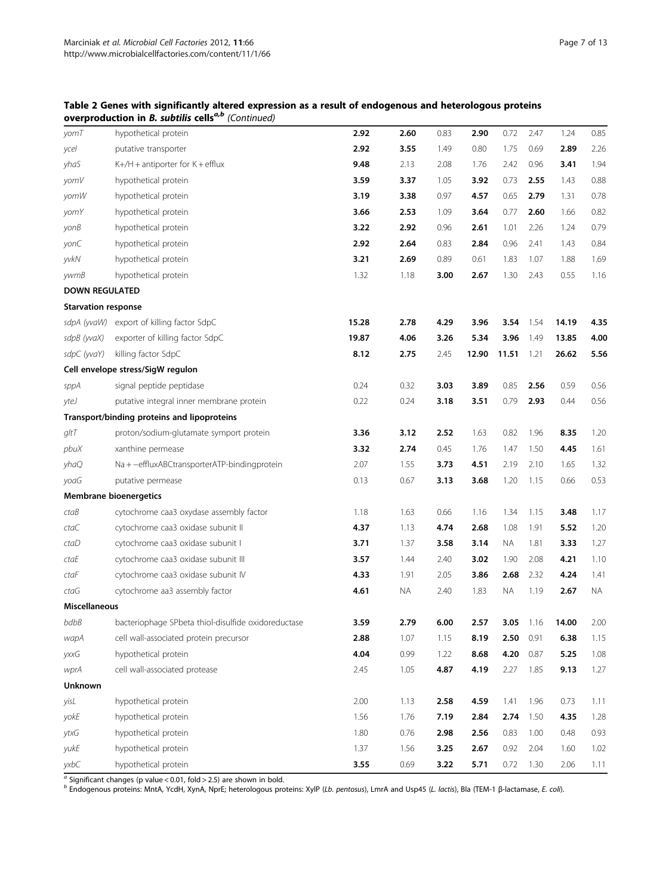**Table 2 Genes with significantly altered expression as a result of endogenous and heterologous proteins overproduction in *B. subtilis* cells[a,b] (Continued)**

| | | | | | | | | | |
|---|---|---|---|---|---|---|---|---|---|
| *yomT* | hypothetical protein | **2.92** | **2.60** | 0.83 | **2.90** | 0.72 | 2.47 | 1.24 | 0.85 |
| *yceI* | putative transporter | **2.92** | **3.55** | 1.49 | 0.80 | 1.75 | 0.69 | **2.89** | 2.26 |
| *yhaS* | K+/H + antiporter for K + efflux | **9.48** | 2.13 | 2.08 | 1.76 | 2.42 | 0.96 | **3.41** | 1.94 |
| *yomV* | hypothetical protein | **3.59** | **3.37** | 1.05 | **3.92** | 0.73 | **2.55** | 1.43 | 0.88 |
| *yomW* | hypothetical protein | **3.19** | **3.38** | 0.97 | **4.57** | 0.65 | **2.79** | 1.31 | 0.78 |
| *yomY* | hypothetical protein | **3.66** | **2.53** | 1.09 | **3.64** | 0.77 | **2.60** | 1.66 | 0.82 |
| *yonB* | hypothetical protein | **3.22** | **2.92** | 0.96 | **2.61** | 1.01 | 2.26 | 1.24 | 0.79 |
| *yonC* | hypothetical protein | **2.92** | **2.64** | 0.83 | **2.84** | 0.96 | 2.41 | 1.43 | 0.84 |
| *yvkN* | hypothetical protein | **3.21** | **2.69** | 0.89 | 0.61 | 1.83 | 1.07 | 1.88 | 1.69 |
| *ywmB* | hypothetical protein | 1.32 | 1.18 | **3.00** | **2.67** | 1.30 | 2.43 | 0.55 | 1.16 |
| **DOWN REGULATED** | | | | | | | | | |
| **Starvation response** | | | | | | | | | |
| *sdpA (yvaW)* | export of killing factor SdpC | **15.28** | **2.78** | **4.29** | **3.96** | **3.54** | 1.54 | **14.19** | **4.35** |
| *sdpB (yvaX)* | exporter of killing factor SdpC | **19.87** | **4.06** | **3.26** | **5.34** | **3.96** | 1.49 | **13.85** | **4.00** |
| *sdpC (yvaY)* | killing factor SdpC | **8.12** | **2.75** | 2.45 | **12.90** | **11.51** | 1.21 | **26.62** | **5.56** |
| **Cell envelope stress/SigW regulon** | | | | | | | | | |
| *sppA* | signal peptide peptidase | 0.24 | 0.32 | **3.03** | **3.89** | 0.85 | **2.56** | 0.59 | 0.56 |
| *yteJ* | putative integral inner membrane protein | 0.22 | 0.24 | **3.18** | **3.51** | 0.79 | **2.93** | 0.44 | 0.56 |
| **Transport/binding proteins and lipoproteins** | | | | | | | | | |
| *gltT* | proton/sodium-glutamate symport protein | **3.36** | **3.12** | **2.52** | 1.63 | 0.82 | 1.96 | **8.35** | 1.20 |
| *pbuX* | xanthine permease | **3.32** | **2.74** | 0.45 | 1.76 | 1.47 | 1.50 | **4.45** | 1.61 |
| *yhaQ* | Na + −effluxABCtransporterATP-bindingprotein | 2.07 | 1.55 | **3.73** | **4.51** | 2.19 | 2.10 | 1.65 | 1.32 |
| *yoaG* | putative permease | 0.13 | 0.67 | **3.13** | **3.68** | 1.20 | 1.15 | 0.66 | 0.53 |
| **Membrane bioenergetics** | | | | | | | | | |
| *ctaB* | cytochrome caa3 oxydase assembly factor | 1.18 | 1.63 | 0.66 | 1.16 | 1.34 | 1.15 | **3.48** | 1.17 |
| *ctaC* | cytochrome caa3 oxidase subunit II | **4.37** | 1.13 | **4.74** | **2.68** | 1.08 | 1.91 | **5.52** | 1.20 |
| *ctaD* | cytochrome caa3 oxidase subunit I | **3.71** | 1.37 | **3.58** | **3.14** | NA | 1.81 | **3.33** | 1.27 |
| *ctaE* | cytochrome caa3 oxidase subunit III | **3.57** | 1.44 | 2.40 | **3.02** | 1.90 | 2.08 | **4.21** | 1.10 |
| *ctaF* | cytochrome caa3 oxidase subunit IV | **4.33** | 1.91 | 2.05 | **3.86** | **2.68** | 2.32 | **4.24** | 1.41 |
| *ctaG* | cytochrome aa3 assembly factor | **4.61** | NA | 2.40 | 1.83 | NA | 1.19 | **2.67** | NA |
| **Miscellaneous** | | | | | | | | | |
| *bdbB* | bacteriophage SPbeta thiol-disulfide oxidoreductase | **3.59** | **2.79** | **6.00** | **2.57** | **3.05** | 1.16 | **14.00** | 2.00 |
| *wapA* | cell wall-associated protein precursor | **2.88** | 1.07 | 1.15 | **8.19** | **2.50** | 0.91 | **6.38** | 1.15 |
| *yxxG* | hypothetical protein | **4.04** | 0.99 | 1.22 | **8.68** | **4.20** | 0.87 | **5.25** | 1.08 |
| *wprA* | cell wall-associated protease | 2.45 | 1.05 | **4.87** | **4.19** | 2.27 | 1.85 | **9.13** | 1.27 |
| **Unknown** | | | | | | | | | |
| *yisL* | hypothetical protein | 2.00 | 1.13 | **2.58** | **4.59** | 1.41 | 1.96 | 0.73 | 1.11 |
| *yokE* | hypothetical protein | 1.56 | 1.76 | **7.19** | **2.84** | **2.74** | 1.50 | **4.35** | 1.28 |
| *ytxG* | hypothetical protein | 1.80 | 0.76 | **2.98** | **2.56** | 0.83 | 1.00 | 0.48 | 0.93 |
| *yukE* | hypothetical protein | 1.37 | 1.56 | **3.25** | **2.67** | 0.92 | 2.04 | 1.60 | 1.02 |
| *yxbC* | hypothetical protein | **3.55** | 0.69 | **3.22** | **5.71** | 0.72 | 1.30 | 2.06 | 1.11 |

[a] Significant changes (p value < 0.01, fold > 2.5) are shown in bold.
[b] Endogenous proteins: MntA, YcdH, XynA, NprE; heterologous proteins: XylP (*Lb. pentosus*), LmrA and Usp45 (*L. lactis*), Bla (TEM-1 β-lactamase, *E. coli*).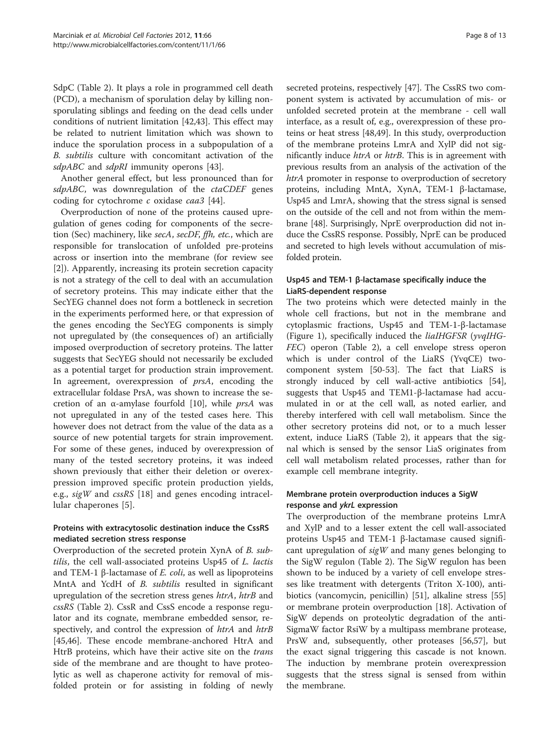SdpC (Table 2). It plays a role in programmed cell death (PCD), a mechanism of sporulation delay by killing nonsporulating siblings and feeding on the dead cells under conditions of nutrient limitation [42,43]. This effect may be related to nutrient limitation which was shown to induce the sporulation process in a subpopulation of a *B. subtilis* culture with concomitant activation of the *sdpABC* and *sdpRI* immunity operons [43].

Another general effect, but less pronounced than for *sdpABC*, was downregulation of the *ctaCDEF* genes coding for cytochrome *c* oxidase *caa3* [44].

Overproduction of none of the proteins caused upregulation of genes coding for components of the secretion (Sec) machinery, like *secA*, *secDF*, *ffh*, *etc.*, which are responsible for translocation of unfolded pre-proteins across or insertion into the membrane (for review see [2]). Apparently, increasing its protein secretion capacity is not a strategy of the cell to deal with an accumulation of secretory proteins. This may indicate either that the SecYEG channel does not form a bottleneck in secretion in the experiments performed here, or that expression of the genes encoding the SecYEG components is simply not upregulated by (the consequences of) an artificially imposed overproduction of secretory proteins. The latter suggests that SecYEG should not necessarily be excluded as a potential target for production strain improvement. In agreement, overexpression of *prsA*, encoding the extracellular foldase PrsA, was shown to increase the secretion of an α-amylase fourfold [10], while *prsA* was not upregulated in any of the tested cases here. This however does not detract from the value of the data as a source of new potential targets for strain improvement. For some of these genes, induced by overexpression of many of the tested secretory proteins, it was indeed shown previously that either their deletion or overexpression improved specific protein production yields, e.g., *sigW* and *cssRS* [18] and genes encoding intracellular chaperones [5].

### Proteins with extracytosolic destination induce the CssRS mediated secretion stress response

Overproduction of the secreted protein XynA of *B. subtilis*, the cell wall-associated proteins Usp45 of *L. lactis* and TEM-1 β-lactamase of *E. coli*, as well as lipoproteins MntA and YcdH of *B. subtilis* resulted in significant upregulation of the secretion stress genes *htrA*, *htrB* and *cssRS* (Table 2). CssR and CssS encode a response regulator and its cognate, membrane embedded sensor, respectively, and control the expression of *htrA* and *htrB* [45,46]. These encode membrane-anchored HtrA and HtrB proteins, which have their active site on the *trans* side of the membrane and are thought to have proteolytic as well as chaperone activity for removal of misfolded protein or for assisting in folding of newly secreted proteins, respectively [47]. The CssRS two component system is activated by accumulation of mis- or unfolded secreted protein at the membrane - cell wall interface, as a result of, e.g., overexpression of these proteins or heat stress [48,49]. In this study, overproduction of the membrane proteins LmrA and XylP did not significantly induce *htrA* or *htrB*. This is in agreement with previous results from an analysis of the activation of the *htrA* promoter in response to overproduction of secretory proteins, including MntA, XynA, TEM-1 β-lactamase, Usp45 and LmrA, showing that the stress signal is sensed on the outside of the cell and not from within the membrane [48]. Surprisingly, NprE overproduction did not induce the CssRS response. Possibly, NprE can be produced and secreted to high levels without accumulation of misfolded protein.

### Usp45 and TEM-1 β-lactamase specifically induce the LiaRS-dependent response

The two proteins which were detected mainly in the whole cell fractions, but not in the membrane and cytoplasmic fractions, Usp45 and TEM-1-β-lactamase (Figure 1), specifically induced the *liaIHGFSR* (*yvqIHG-FEC*) operon (Table 2), a cell envelope stress operon which is under control of the LiaRS (YvqCE) two-component system [50-53]. The fact that LiaRS is strongly induced by cell wall-active antibiotics [54], suggests that Usp45 and TEM1-β-lactamase had accumulated in or at the cell wall, as noted earlier, and thereby interfered with cell wall metabolism. Since the other secretory proteins did not, or to a much lesser extent, induce LiaRS (Table 2), it appears that the signal which is sensed by the sensor LiaS originates from cell wall metabolism related processes, rather than for example cell membrane integrity.

### Membrane protein overproduction induces a SigW response and *ykrL* expression

The overproduction of the membrane proteins LmrA and XylP and to a lesser extent the cell wall-associated proteins Usp45 and TEM-1 β-lactamase caused significant upregulation of *sigW* and many genes belonging to the SigW regulon (Table 2). The SigW regulon has been shown to be induced by a variety of cell envelope stresses like treatment with detergents (Triton X-100), antibiotics (vancomycin, penicillin) [51], alkaline stress [55] or membrane protein overproduction [18]. Activation of SigW depends on proteolytic degradation of the anti-SigmaW factor RsiW by a multipass membrane protease, PrsW and, subsequently, other proteases [56,57], but the exact signal triggering this cascade is not known. The induction by membrane protein overexpression suggests that the stress signal is sensed from within the membrane.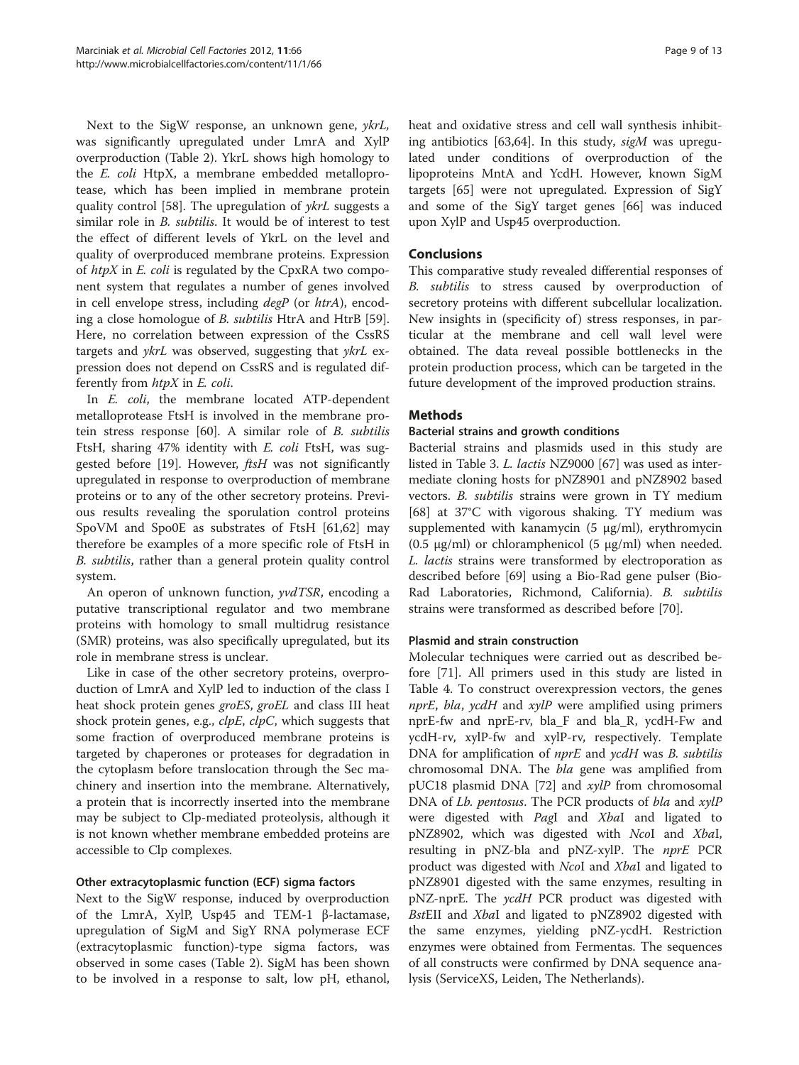Next to the SigW response, an unknown gene, *ykrL*, was significantly upregulated under LmrA and XylP overproduction (Table 2). YkrL shows high homology to the *E. coli* HtpX, a membrane embedded metalloprotease, which has been implied in membrane protein quality control [58]. The upregulation of *ykrL* suggests a similar role in *B. subtilis*. It would be of interest to test the effect of different levels of YkrL on the level and quality of overproduced membrane proteins. Expression of *htpX* in *E. coli* is regulated by the CpxRA two component system that regulates a number of genes involved in cell envelope stress, including *degP* (or *htrA*), encoding a close homologue of *B. subtilis* HtrA and HtrB [59]. Here, no correlation between expression of the CssRS targets and *ykrL* was observed, suggesting that *ykrL* expression does not depend on CssRS and is regulated differently from *htpX* in *E. coli*.

In *E. coli*, the membrane located ATP-dependent metalloprotease FtsH is involved in the membrane protein stress response [60]. A similar role of *B. subtilis* FtsH, sharing 47% identity with *E. coli* FtsH, was suggested before [19]. However, *ftsH* was not significantly upregulated in response to overproduction of membrane proteins or to any of the other secretory proteins. Previous results revealing the sporulation control proteins SpoVM and Spo0E as substrates of FtsH [61,62] may therefore be examples of a more specific role of FtsH in *B. subtilis*, rather than a general protein quality control system.

An operon of unknown function, *yvdTSR*, encoding a putative transcriptional regulator and two membrane proteins with homology to small multidrug resistance (SMR) proteins, was also specifically upregulated, but its role in membrane stress is unclear.

Like in case of the other secretory proteins, overproduction of LmrA and XylP led to induction of the class I heat shock protein genes *groES*, *groEL* and class III heat shock protein genes, e.g., *clpE*, *clpC*, which suggests that some fraction of overproduced membrane proteins is targeted by chaperones or proteases for degradation in the cytoplasm before translocation through the Sec machinery and insertion into the membrane. Alternatively, a protein that is incorrectly inserted into the membrane may be subject to Clp-mediated proteolysis, although it is not known whether membrane embedded proteins are accessible to Clp complexes.

#### Other extracytoplasmic function (ECF) sigma factors

Next to the SigW response, induced by overproduction of the LmrA, XylP, Usp45 and TEM-1 β-lactamase, upregulation of SigM and SigY RNA polymerase ECF (extracytoplasmic function)-type sigma factors, was observed in some cases (Table 2). SigM has been shown to be involved in a response to salt, low pH, ethanol, heat and oxidative stress and cell wall synthesis inhibiting antibiotics [63,64]. In this study, *sigM* was upregulated under conditions of overproduction of the lipoproteins MntA and YcdH. However, known SigM targets [65] were not upregulated. Expression of SigY and some of the SigY target genes [66] was induced upon XylP and Usp45 overproduction.

## Conclusions

This comparative study revealed differential responses of *B. subtilis* to stress caused by overproduction of secretory proteins with different subcellular localization. New insights in (specificity of) stress responses, in particular at the membrane and cell wall level were obtained. The data reveal possible bottlenecks in the protein production process, which can be targeted in the future development of the improved production strains.

## Methods

#### Bacterial strains and growth conditions

Bacterial strains and plasmids used in this study are listed in Table 3. *L. lactis* NZ9000 [67] was used as intermediate cloning hosts for pNZ8901 and pNZ8902 based vectors. *B. subtilis* strains were grown in TY medium [68] at 37°C with vigorous shaking. TY medium was supplemented with kanamycin (5 μg/ml), erythromycin (0.5 μg/ml) or chloramphenicol (5 μg/ml) when needed. *L. lactis* strains were transformed by electroporation as described before [69] using a Bio-Rad gene pulser (Bio-Rad Laboratories, Richmond, California). *B. subtilis* strains were transformed as described before [70].

#### Plasmid and strain construction

Molecular techniques were carried out as described before [71]. All primers used in this study are listed in Table 4. To construct overexpression vectors, the genes *nprE*, *bla*, *ycdH* and *xylP* were amplified using primers nprE-fw and nprE-rv, bla_F and bla_R, ycdH-Fw and ycdH-rv, xylP-fw and xylP-rv, respectively. Template DNA for amplification of *nprE* and *ycdH* was *B. subtilis* chromosomal DNA. The *bla* gene was amplified from pUC18 plasmid DNA [72] and *xylP* from chromosomal DNA of *Lb. pentosus*. The PCR products of *bla* and *xylP* were digested with *Pag*I and *Xba*I and ligated to pNZ8902, which was digested with *Nco*I and *Xba*I, resulting in pNZ-bla and pNZ-xylP. The *nprE* PCR product was digested with *Nco*I and *Xba*I and ligated to pNZ8901 digested with the same enzymes, resulting in pNZ-nprE. The *ycdH* PCR product was digested with *Bst*EII and *Xba*I and ligated to pNZ8902 digested with the same enzymes, yielding pNZ-ycdH. Restriction enzymes were obtained from Fermentas. The sequences of all constructs were confirmed by DNA sequence analysis (ServiceXS, Leiden, The Netherlands).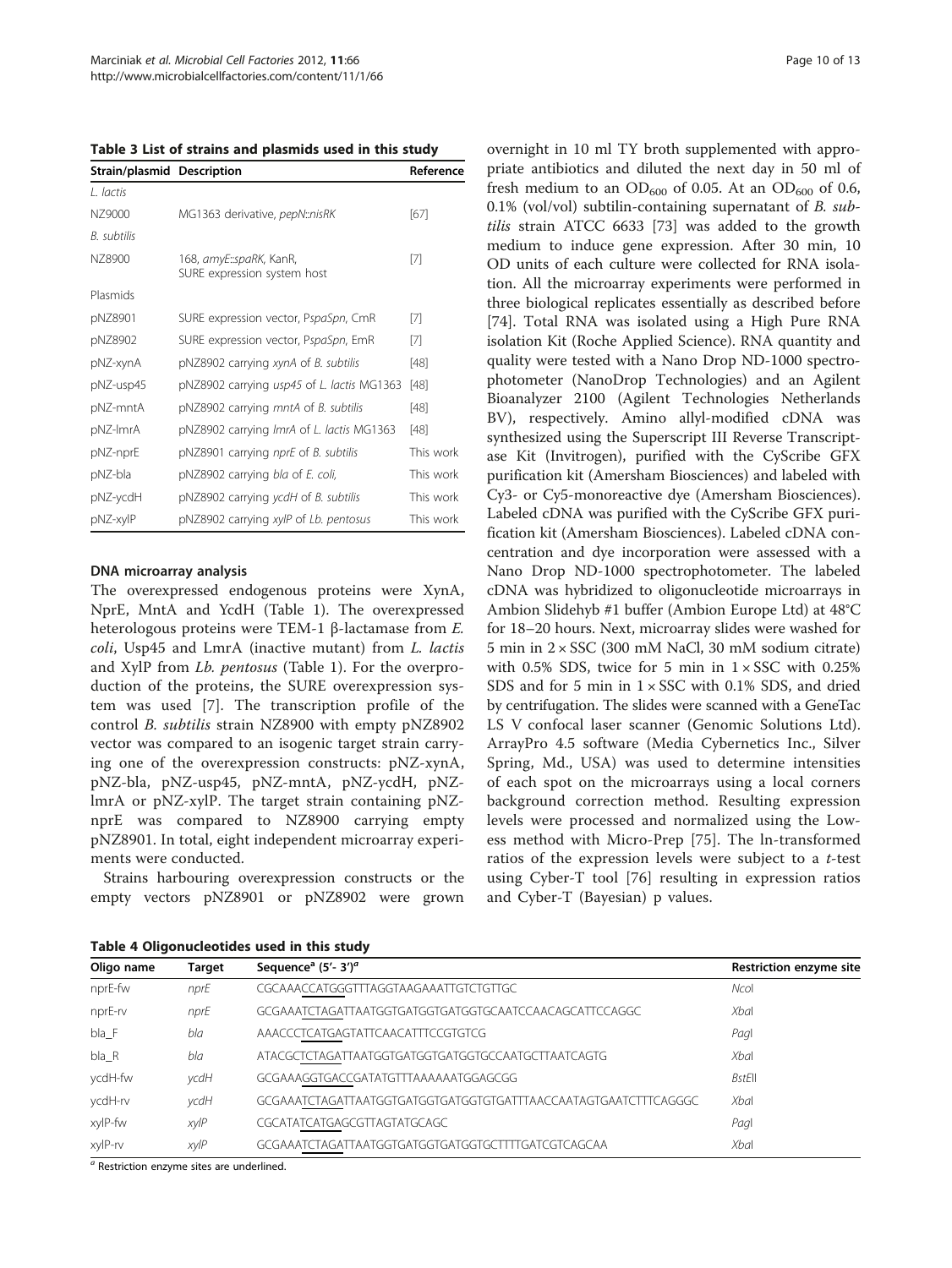**Table 3 List of strains and plasmids used in this study**

| Strain/plasmid | Description | Reference |
| --- | --- | --- |
| *L. lactis* | | |
| NZ9000 | MG1363 derivative, *pepN::nisRK* | [67] |
| *B. subtilis* | | |
| NZ8900 | 168, *amyE::spaRK*, KanR, SURE expression system host | [7] |
| Plasmids | | |
| pNZ8901 | SURE expression vector, P*spaSpn*, CmR | [7] |
| pNZ8902 | SURE expression vector, P*spaSpn*, EmR | [7] |
| pNZ-xynA | pNZ8902 carrying *xynA* of *B. subtilis* | [48] |
| pNZ-usp45 | pNZ8902 carrying *usp45* of *L. lactis* MG1363 | [48] |
| pNZ-mntA | pNZ8902 carrying *mntA* of *B. subtilis* | [48] |
| pNZ-lmrA | pNZ8902 carrying *lmrA* of *L. lactis* MG1363 | [48] |
| pNZ-nprE | pNZ8901 carrying *nprE* of *B. subtilis* | This work |
| pNZ-bla | pNZ8902 carrying *bla* of *E. coli*, | This work |
| pNZ-ycdH | pNZ8902 carrying *ycdH* of *B. subtilis* | This work |
| pNZ-xylP | pNZ8902 carrying *xylP* of *Lb. pentosus* | This work |

**DNA microarray analysis**

The overexpressed endogenous proteins were XynA, NprE, MntA and YcdH (Table 1). The overexpressed heterologous proteins were TEM-1 β-lactamase from *E. coli*, Usp45 and LmrA (inactive mutant) from *L. lactis* and XylP from *Lb. pentosus* (Table 1). For the overproduction of the proteins, the SURE overexpression system was used [7]. The transcription profile of the control *B. subtilis* strain NZ8900 with empty pNZ8902 vector was compared to an isogenic target strain carrying one of the overexpression constructs: pNZ-xynA, pNZ-bla, pNZ-usp45, pNZ-mntA, pNZ-ycdH, pNZ-lmrA or pNZ-xylP. The target strain containing pNZ-nprE was compared to NZ8900 carrying empty pNZ8901. In total, eight independent microarray experiments were conducted.

Strains harbouring overexpression constructs or the empty vectors pNZ8901 or pNZ8902 were grown overnight in 10 ml TY broth supplemented with appropriate antibiotics and diluted the next day in 50 ml of fresh medium to an $OD_{600}$ of 0.05. At an $OD_{600}$ of 0.6, 0.1% (vol/vol) subtilin-containing supernatant of *B. subtilis* strain ATCC 6633 [73] was added to the growth medium to induce gene expression. After 30 min, 10 OD units of each culture were collected for RNA isolation. All the microarray experiments were performed in three biological replicates essentially as described before [74]. Total RNA was isolated using a High Pure RNA isolation Kit (Roche Applied Science). RNA quantity and quality were tested with a Nano Drop ND-1000 spectrophotometer (NanoDrop Technologies) and an Agilent Bioanalyzer 2100 (Agilent Technologies Netherlands BV), respectively. Amino allyl-modified cDNA was synthesized using the Superscript III Reverse Transcriptase Kit (Invitrogen), purified with the CyScribe GFX purification kit (Amersham Biosciences) and labeled with Cy3- or Cy5-monoreactive dye (Amersham Biosciences). Labeled cDNA was purified with the CyScribe GFX purification kit (Amersham Biosciences). Labeled cDNA concentration and dye incorporation were assessed with a Nano Drop ND-1000 spectrophotometer. The labeled cDNA was hybridized to oligonucleotide microarrays in Ambion Slidehyb #1 buffer (Ambion Europe Ltd) at 48°C for 18–20 hours. Next, microarray slides were washed for 5 min in 2 × SSC (300 mM NaCl, 30 mM sodium citrate) with 0.5% SDS, twice for 5 min in 1 × SSC with 0.25% SDS and for 5 min in 1 × SSC with 0.1% SDS, and dried by centrifugation. The slides were scanned with a GeneTac LS V confocal laser scanner (Genomic Solutions Ltd). ArrayPro 4.5 software (Media Cybernetics Inc., Silver Spring, Md., USA) was used to determine intensities of each spot on the microarrays using a local corners background correction method. Resulting expression levels were processed and normalized using the Lowess method with Micro-Prep [75]. The ln-transformed ratios of the expression levels were subject to a *t*-test using Cyber-T tool [76] resulting in expression ratios and Cyber-T (Bayesian) p values.

**Table 4 Oligonucleotides used in this study**

| Oligo name | Target | Sequence[a] (5′- 3′)[a] | Restriction enzyme site |
| --- | --- | --- | --- |
| nprE-fw | *nprE* | CGCAAACCATGGGTTTAGGTAAGAAATTGTCTGTTGC | *Nco*I |
| nprE-rv | *nprE* | GCGAAATCTAGATTAATGGTGATGGTGATGGTGCAATCCAACAGCATTCCAGGC | *Xba*I |
| bla_F | *bla* | AAACCCTCATGAGTATTCAACATTTCCGTGTCG | *Pag*I |
| bla_R | *bla* | ATACGCTCTAGATTAATGGTGATGGTGATGGTGCCAATGCTTAATCAGTG | *Xba*I |
| ycdH-fw | *ycdH* | GCGAAAGGTGACCGATATGTTTAAAAAATGGAGCGG | *Bst*EII |
| ycdH-rv | *ycdH* | GCGAAATCTAGATTAATGGTGATGGTGATGGTGTGATTTAACCAATAGTGAATCTTTCAGGGC | *Xba*I |
| xylP-fw | *xylP* | CGCATATCATGAGCGTTAGTATGCAGC | *Pag*I |
| xylP-rv | *xylP* | GCGAAATCTAGATTAATGGTGATGGTGATGGTGCTTTTGATCGTCAGCAA | *Xba*I |

[a] Restriction enzyme sites are underlined.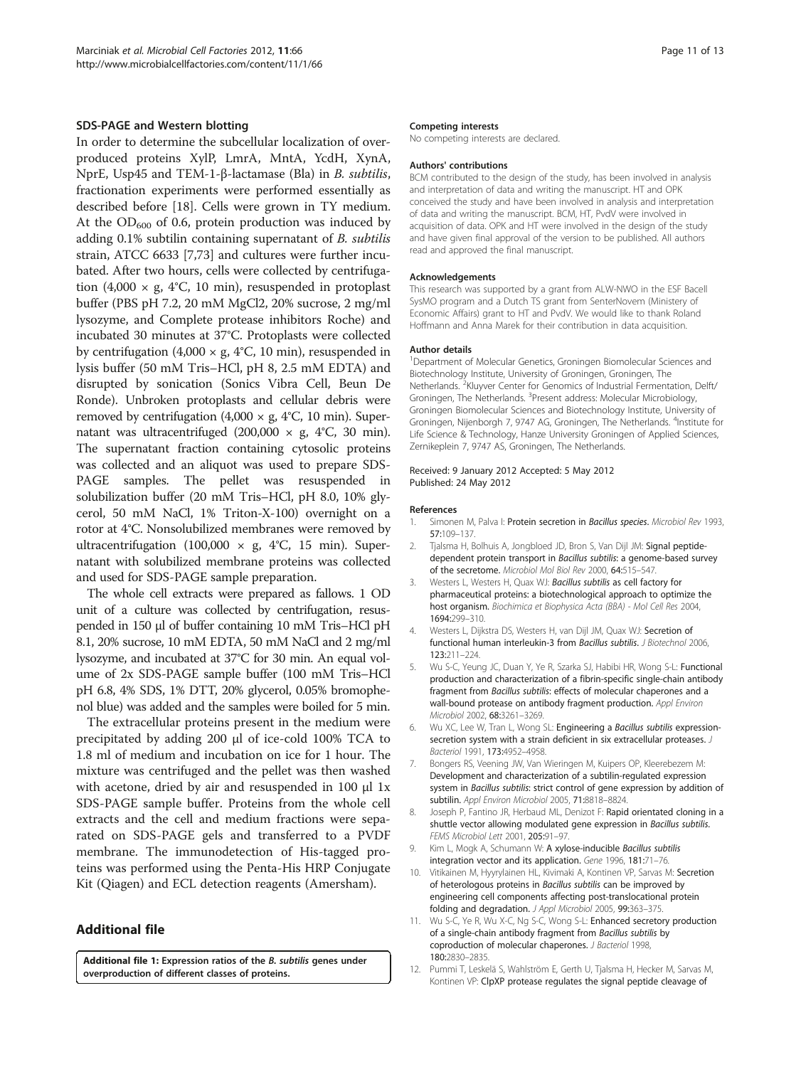### SDS-PAGE and Western blotting

In order to determine the subcellular localization of overproduced proteins XylP, LmrA, MntA, YcdH, XynA, NprE, Usp45 and TEM-1-β-lactamase (Bla) in *B. subtilis*, fractionation experiments were performed essentially as described before [18]. Cells were grown in TY medium. At the $OD_{600}$ of 0.6, protein production was induced by adding 0.1% subtilin containing supernatant of *B. subtilis* strain, ATCC 6633 [7,73] and cultures were further incubated. After two hours, cells were collected by centrifugation (4,000 × g, 4°C, 10 min), resuspended in protoplast buffer (PBS pH 7.2, 20 mM $MgCl_2$, 20% sucrose, 2 mg/ml lysozyme, and Complete protease inhibitors Roche) and incubated 30 minutes at 37°C. Protoplasts were collected by centrifugation (4,000 × g, 4°C, 10 min), resuspended in lysis buffer (50 mM Tris–HCl, pH 8, 2.5 mM EDTA) and disrupted by sonication (Sonics Vibra Cell, Beun De Ronde). Unbroken protoplasts and cellular debris were removed by centrifugation (4,000 × g, 4°C, 10 min). Supernatant was ultracentrifuged (200,000 × g, 4°C, 30 min). The supernatant fraction containing cytosolic proteins was collected and an aliquot was used to prepare SDS-PAGE samples. The pellet was resuspended in solubilization buffer (20 mM Tris–HCl, pH 8.0, 10% glycerol, 50 mM NaCl, 1% Triton-X-100) overnight on a rotor at 4°C. Nonsolubilized membranes were removed by ultracentrifugation (100,000 × g, 4°C, 15 min). Supernatant with solubilized membrane proteins was collected and used for SDS-PAGE sample preparation.

The whole cell extracts were prepared as fallows. 1 OD unit of a culture was collected by centrifugation, resuspended in 150 μl of buffer containing 10 mM Tris–HCl pH 8.1, 20% sucrose, 10 mM EDTA, 50 mM NaCl and 2 mg/ml lysozyme, and incubated at 37°C for 30 min. An equal volume of 2x SDS-PAGE sample buffer (100 mM Tris–HCl pH 6.8, 4% SDS, 1% DTT, 20% glycerol, 0.05% bromophenol blue) was added and the samples were boiled for 5 min.

The extracellular proteins present in the medium were precipitated by adding 200 μl of ice-cold 100% TCA to 1.8 ml of medium and incubation on ice for 1 hour. The mixture was centrifuged and the pellet was then washed with acetone, dried by air and resuspended in 100 μl 1x SDS-PAGE sample buffer. Proteins from the whole cell extracts and the cell and medium fractions were separated on SDS-PAGE gels and transferred to a PVDF membrane. The immunodetection of His-tagged proteins was performed using the Penta-His HRP Conjugate Kit (Qiagen) and ECL detection reagents (Amersham).

## Additional file

**Additional file 1: Expression ratios of the *B. subtilis* genes under overproduction of different classes of proteins.**

#### Competing interests
No competing interests are declared.

#### Authors' contributions
BCM contributed to the design of the study, has been involved in analysis and interpretation of data and writing the manuscript. HT and OPK conceived the study and have been involved in analysis and interpretation of data and writing the manuscript. BCM, HT, PvdV were involved in acquisition of data. OPK and HT were involved in the design of the study and have given final approval of the version to be published. All authors read and approved the final manuscript.

#### Acknowledgements
This research was supported by a grant from ALW-NWO in the ESF Bacell SysMO program and a Dutch TS grant from SenterNovem (Ministery of Economic Affairs) grant to HT and PvdV. We would like to thank Roland Hoffmann and Anna Marek for their contribution in data acquisition.

#### Author details
[1]Department of Molecular Genetics, Groningen Biomolecular Sciences and Biotechnology Institute, University of Groningen, Groningen, The Netherlands. [2]Kluyver Center for Genomics of Industrial Fermentation, Delft/Groningen, The Netherlands. [3]Present address: Molecular Microbiology, Groningen Biomolecular Sciences and Biotechnology Institute, University of Groningen, Nijenborgh 7, 9747 AG, Groningen, The Netherlands. [4]Institute for Life Science & Technology, Hanze University Groningen of Applied Sciences, Zernikeplein 7, 9747 AS, Groningen, The Netherlands.

Received: 9 January 2012 Accepted: 5 May 2012
Published: 24 May 2012

#### References
1. Simonen M, Palva I: **Protein secretion in *Bacillus species*.** *Microbiol Rev* 1993, **57:**109–137.
2. Tjalsma H, Bolhuis A, Jongbloed JD, Bron S, Van Dijl JM: **Signal peptide-dependent protein transport in *Bacillus subtilis*: a genome-based survey of the secretome.** *Microbiol Mol Biol Rev* 2000, **64:**515–547.
3. Westers L, Westers H, Quax WJ: ***Bacillus subtilis* as cell factory for pharmaceutical proteins: a biotechnological approach to optimize the host organism.** *Biochimica et Biophysica Acta (BBA) - Mol Cell Res* 2004, **1694:**299–310.
4. Westers L, Dijkstra DS, Westers H, van Dijl JM, Quax WJ: **Secretion of functional human interleukin-3 from *Bacillus subtilis*.** *J Biotechnol* 2006, **123:**211–224.
5. Wu S-C, Yeung JC, Duan Y, Ye R, Szarka SJ, Habibi HR, Wong S-L: **Functional production and characterization of a fibrin-specific single-chain antibody fragment from *Bacillus subtilis*: effects of molecular chaperones and a wall-bound protease on antibody fragment production.** *Appl Environ Microbiol* 2002, **68:**3261–3269.
6. Wu XC, Lee W, Tran L, Wong SL: **Engineering a *Bacillus subtilis* expression-secretion system with a strain deficient in six extracellular proteases.** *J Bacteriol* 1991, **173:**4952–4958.
7. Bongers RS, Veening JW, Van Wieringen M, Kuipers OP, Kleerebezem M: **Development and characterization of a subtilin-regulated expression system in *Bacillus subtilis*: strict control of gene expression by addition of subtilin.** *Appl Environ Microbiol* 2005, **71:**8818–8824.
8. Joseph P, Fantino JR, Herbaud ML, Denizot F: **Rapid orientated cloning in a shuttle vector allowing modulated gene expression in *Bacillus subtilis*.** *FEMS Microbiol Lett* 2001, **205:**91–97.
9. Kim L, Mogk A, Schumann W: **A xylose-inducible *Bacillus subtilis* integration vector and its application.** *Gene* 1996, **181:**71–76.
10. Vitikainen M, Hyyrylainen HL, Kivimaki A, Kontinen VP, Sarvas M: **Secretion of heterologous proteins in *Bacillus subtilis* can be improved by engineering cell components affecting post-translocational protein folding and degradation.** *J Appl Microbiol* 2005, **99:**363–375.
11. Wu S-C, Ye R, Wu X-C, Ng S-C, Wong S-L: **Enhanced secretory production of a single-chain antibody fragment from *Bacillus subtilis* by coproduction of molecular chaperones.** *J Bacteriol* 1998, **180:**2830–2835.
12. Pummi T, Leskelä S, Wahlström E, Gerth U, Tjalsma H, Hecker M, Sarvas M, Kontinen VP: **ClpXP protease regulates the signal peptide cleavage of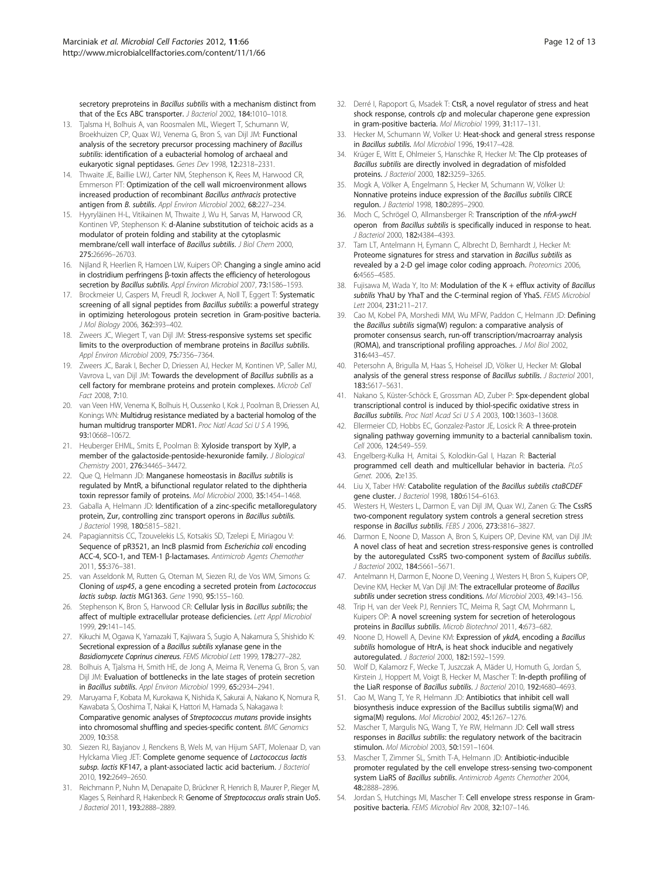secretory preproteins in *Bacillus subtilis* with a mechanism distinct from that of the Ecs ABC transporter. *J Bacteriol* 2002, **184:**1010–1018.

13. Tjalsma H, Bolhuis A, van Roosmalen ML, Wiegert T, Schumann W, Broekhuizen CP, Quax WJ, Venema G, Bron S, van Dijl JM: **Functional analysis of the secretory precursor processing machinery of *Bacillus subtilis*: identification of a eubacterial homolog of archaeal and eukaryotic signal peptidases.** *Genes Dev* 1998, **12:**2318–2331.
14. Thwaite JE, Baillie LWJ, Carter NM, Stephenson K, Rees M, Harwood CR, Emmerson PT: **Optimization of the cell wall microenvironment allows increased production of recombinant *Bacillus anthracis* protective antigen from *B. subtilis*.** *Appl Environ Microbiol* 2002, **68:**227–234.
15. Hyyryläinen H-L, Vitikainen M, Thwaite J, Wu H, Sarvas M, Harwood CR, Kontinen VP, Stephenson K: **d-Alanine substitution of teichoic acids as a modulator of protein folding and stability at the cytoplasmic membrane/cell wall interface of *Bacillus subtilis*.** *J Biol Chem* 2000, **275:**26696–26703.
16. Nijland R, Heerlien R, Hamoen LW, Kuipers OP: **Changing a single amino acid in clostridium perfringens β-toxin affects the efficiency of heterologous secretion by *Bacillus subtilis*.** *Appl Environ Microbiol* 2007, **73:**1586–1593.
17. Brockmeier U, Caspers M, Freudl R, Jockwer A, Noll T, Eggert T: **Systematic screening of all signal peptides from *Bacillus subtilis*: a powerful strategy in optimizing heterologous protein secretion in Gram-positive bacteria.** *J Mol Biology* 2006, **362:**393–402.
18. Zweers JC, Wiegert T, van Dijl JM: **Stress-responsive systems set specific limits to the overproduction of membrane proteins in *Bacillus subtilis*.** *Appl Environ Microbiol* 2009, **75:**7356–7364.
19. Zweers JC, Barak I, Becher D, Driessen AJ, Hecker M, Kontinen VP, Saller MJ, Vavrova L, van Dijl JM: **Towards the development of *Bacillus subtilis* as a cell factory for membrane proteins and protein complexes.** *Microb Cell Fact* 2008, **7:**10.
20. van Veen HW, Venema K, Bolhuis H, Oussenko I, Kok J, Poolman B, Driessen AJ, Konings WN: **Multidrug resistance mediated by a bacterial homolog of the human multidrug transporter MDR1.** *Proc Natl Acad Sci U S A* 1996, **93:**10668–10672.
21. Heuberger EHML, Smits E, Poolman B: **Xyloside transport by XylP, a member of the galactoside-pentoside-hexuronide family.** *J Biological Chemistry* 2001, **276:**34465–34472.
22. Que Q, Helmann JD: **Manganese homeostasis in *Bacillus subtilis* is regulated by MntR, a bifunctional regulator related to the diphtheria toxin repressor family of proteins.** *Mol Microbiol* 2000, **35:**1454–1468.
23. Gaballa A, Helmann JD: **Identification of a zinc-specific metalloregulatory protein, Zur, controlling zinc transport operons in *Bacillus subtilis*.** *J Bacteriol* 1998, **180:**5815–5821.
24. Papagiannitsis CC, Tzouvelekis LS, Kotsakis SD, Tzelepi E, Miriagou V: **Sequence of pR3521, an IncB plasmid from *Escherichia coli* encoding ACC-4, SCO-1, and TEM-1 β-lactamases.** *Antimicrob Agents Chemother* 2011, **55:**376–381.
25. van Asseldonk M, Rutten G, Oteman M, Siezen RJ, de Vos WM, Simons G: **Cloning of *usp45*, a gene encoding a secreted protein from *Lactococcus lactis subsp. lactis* MG1363.** *Gene* 1990, **95:**155–160.
26. Stephenson K, Bron S, Harwood CR: **Cellular lysis in *Bacillus subtilis*; the affect of multiple extracellular protease deficiencies.** *Lett Appl Microbiol* 1999, **29:**141–145.
27. Kikuchi M, Ogawa K, Yamazaki T, Kajiwara S, Sugio A, Nakamura S, Shishido K: **Secretional expression of a *Bacillus subtilis* xylanase gene in the *Basidiomycete Coprinus cinereus*.** *FEMS Microbiol Lett* 1999, **178:**277–282.
28. Bolhuis A, Tjalsma H, Smith HE, de Jong A, Meima R, Venema G, Bron S, van Dijl JM: **Evaluation of bottlenecks in the late stages of protein secretion in *Bacillus subtilis*.** *Appl Environ Microbiol* 1999, **65:**2934–2941.
29. Maruyama F, Kobata M, Kurokawa K, Nishida K, Sakurai A, Nakano K, Nomura R, Kawabata S, Ooshima T, Nakai K, Hattori M, Hamada S, Nakagawa I: **Comparative genomic analyses of *Streptococcus mutans* provide insights into chromosomal shuffling and species-specific content.** *BMC Genomics* 2009, **10:**358.
30. Siezen RJ, Bayjanov J, Renckens B, Wels M, van Hijum SAFT, Molenaar D, van Hylckama Vlieg JET: **Complete genome sequence of *Lactococcus lactis subsp. lactis* KF147, a plant-associated lactic acid bacterium.** *J Bacteriol* 2010, **192:**2649–2650.
31. Reichmann P, Nuhn M, Denapaite D, Brückner R, Henrich B, Maurer P, Rieger M, Klages S, Reinhard R, Hakenbeck R: **Genome of *Streptococcus oralis* strain Uo5.** *J Bacteriol* 2011, **193:**2888–2889.
32. Derré I, Rapoport G, Msadek T: **CtsR, a novel regulator of stress and heat shock response, controls *clp* and molecular chaperone gene expression in gram-positive bacteria.** *Mol Microbiol* 1999, **31:**117–131.
33. Hecker M, Schumann W, Volker U: **Heat-shock and general stress response in *Bacillus subtilis*.** *Mol Microbiol* 1996, **19:**417–428.
34. Krüger E, Witt E, Ohlmeier S, Hanschke R, Hecker M: **The Clp proteases of *Bacillus subtilis* are directly involved in degradation of misfolded proteins.** *J Bacteriol* 2000, **182:**3259–3265.
35. Mogk A, Völker A, Engelmann S, Hecker M, Schumann W, Völker U: **Nonnative proteins induce expression of the *Bacillus subtilis* CIRCE regulon.** *J Bacteriol* 1998, **180:**2895–2900.
36. Moch C, Schrögel O, Allmansberger R: **Transcription of the *nfrA-ywcH* operon from *Bacillus subtilis* is specifically induced in response to heat.** *J Bacteriol* 2000, **182:**4384–4393.
37. Tam LT, Antelmann H, Eymann C, Albrecht D, Bernhardt J, Hecker M: **Proteome signatures for stress and starvation in *Bacillus subtilis* as revealed by a 2-D gel image color coding approach.** *Proteomics* 2006, **6:**4565–4585.
38. Fujisawa M, Wada Y, Ito M: **Modulation of the K + efflux activity of *Bacillus subtilis* YhaU by YhaT and the C-terminal region of YhaS.** *FEMS Microbiol Lett* 2004, **231:**211–217.
39. Cao M, Kobel PA, Morshedi MM, Wu MFW, Paddon C, Helmann JD: **Defining the *Bacillus subtilis* sigma(W) regulon: a comparative analysis of promoter consensus search, run-off transcription/macroarray analysis (ROMA), and transcriptional profiling approaches.** *J Mol Biol* 2002, **316:**443–457.
40. Petersohn A, Brigulla M, Haas S, Hoheisel JD, Völker U, Hecker M: **Global analysis of the general stress response of *Bacillus subtilis*.** *J Bacteriol* 2001, **183:**5617–5631.
41. Nakano S, Küster-Schöck E, Grossman AD, Zuber P: **Spx-dependent global transcriptional control is induced by thiol-specific oxidative stress in *Bacillus subtilis*.** *Proc Natl Acad Sci U S A* 2003, **100:**13603–13608.
42. Ellermeier CD, Hobbs EC, Gonzalez-Pastor JE, Losick R: **A three-protein signaling pathway governing immunity to a bacterial cannibalism toxin.** *Cell* 2006, **124:**549–559.
43. Engelberg-Kulka H, Amitai S, Kolodkin-Gal I, Hazan R: **Bacterial programmed cell death and multicellular behavior in bacteria.** *PLoS Genet.* 2006, **2:**e135.
44. Liu X, Taber HW: **Catabolite regulation of the *Bacillus subtilis ctaBCDEF* gene cluster.** *J Bacteriol* 1998, **180:**6154–6163.
45. Westers H, Westers L, Darmon E, van Dijl JM, Quax WJ, Zanen G: **The CssRS two-component regulatory system controls a general secretion stress response in *Bacillus subtilis*.** *FEBS J* 2006, **273:**3816–3827.
46. Darmon E, Noone D, Masson A, Bron S, Kuipers OP, Devine KM, van Dijl JM: **A novel class of heat and secretion stress-responsive genes is controlled by the autoregulated CssRS two-component system of *Bacillus subtilis*.** *J Bacteriol* 2002, **184:**5661–5671.
47. Antelmann H, Darmon E, Noone D, Veening J, Westers H, Bron S, Kuipers OP, Devine KM, Hecker M, Van Dijl JM: **The extracellular proteome of *Bacillus subtilis* under secretion stress conditions.** *Mol Microbiol* 2003, **49:**143–156.
48. Trip H, van der Veek PJ, Renniers TC, Meima R, Sagt CM, Mohrmann L, Kuipers OP: **A novel screening system for secretion of heterologous proteins in *Bacillus subtilis*.** *Microb Biotechnol* 2011, **4:**673–682.
49. Noone D, Howell A, Devine KM: **Expression of *ykdA*, encoding a *Bacillus subtilis* homologue of HtrA, is heat shock inducible and negatively autoregulated.** *J Bacteriol* 2000, **182:**1592–1599.
50. Wolf D, Kalamorz F, Wecke T, Juszczak A, Mäder U, Homuth G, Jordan S, Kirstein J, Hoppert M, Voigt B, Hecker M, Mascher T: **In-depth profiling of the LiaR response of *Bacillus subtilis*.** *J Bacteriol* 2010, **192:**4680–4693.
51. Cao M, Wang T, Ye R, Helmann JD: **Antibiotics that inhibit cell wall biosynthesis induce expression of the Bacillus subtilis sigma(W) and sigma(M) regulons.** *Mol Microbiol* 2002, **45:**1267–1276.
52. Mascher T, Margulis NG, Wang T, Ye RW, Helmann JD: **Cell wall stress responses in *Bacillus subtilis*: the regulatory network of the bacitracin stimulon.** *Mol Microbiol* 2003, **50:**1591–1604.
53. Mascher T, Zimmer SL, Smith T-A, Helmann JD: **Antibiotic-inducible promoter regulated by the cell envelope stress-sensing two-component system LiaRS of *Bacillus subtilis*.** *Antimicrob Agents Chemother* 2004, **48:**2888–2896.
54. Jordan S, Hutchings MI, Mascher T: **Cell envelope stress response in Gram-positive bacteria.** *FEMS Microbiol Rev* 2008, **32:**107–146.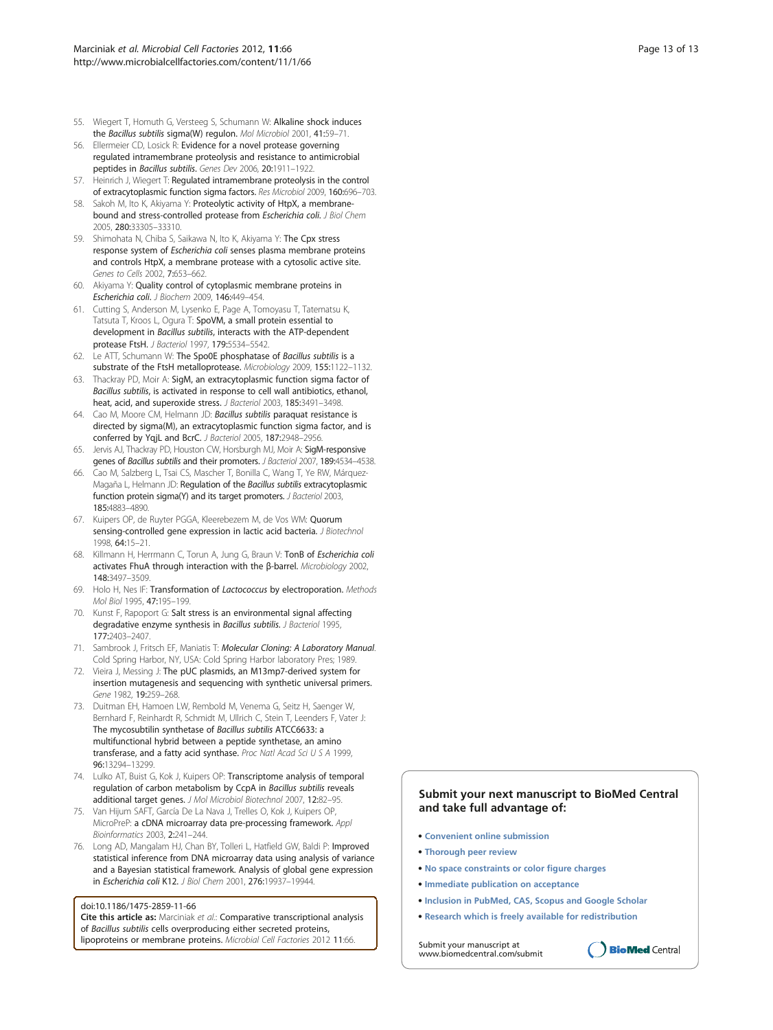55. Wiegert T, Homuth G, Versteeg S, Schumann W: Alkaline shock induces the *Bacillus subtilis* sigma(W) regulon. *Mol Microbiol* 2001, 41:59–71.
56. Ellermeier CD, Losick R: Evidence for a novel protease governing regulated intramembrane proteolysis and resistance to antimicrobial peptides in *Bacillus subtilis*. *Genes Dev* 2006, 20:1911–1922.
57. Heinrich J, Wiegert T: Regulated intramembrane proteolysis in the control of extracytoplasmic function sigma factors. *Res Microbiol* 2009, 160:696–703.
58. Sakoh M, Ito K, Akiyama Y: Proteolytic activity of HtpX, a membrane-bound and stress-controlled protease from *Escherichia coli*. *J Biol Chem* 2005, 280:33305–33310.
59. Shimohata N, Chiba S, Saikawa N, Ito K, Akiyama Y: The Cpx stress response system of *Escherichia coli* senses plasma membrane proteins and controls HtpX, a membrane protease with a cytosolic active site. *Genes to Cells* 2002, 7:653–662.
60. Akiyama Y: Quality control of cytoplasmic membrane proteins in *Escherichia coli*. *J Biochem* 2009, 146:449–454.
61. Cutting S, Anderson M, Lysenko E, Page A, Tomoyasu T, Tatematsu K, Tatsuta T, Kroos L, Ogura T: SpoVM, a small protein essential to development in *Bacillus subtilis*, interacts with the ATP-dependent protease FtsH. *J Bacteriol* 1997, 179:5534–5542.
62. Le ATT, Schumann W: The Spo0E phosphatase of *Bacillus subtilis* is a substrate of the FtsH metalloprotease. *Microbiology* 2009, 155:1122–1132.
63. Thackray PD, Moir A: SigM, an extracytoplasmic function sigma factor of *Bacillus subtilis*, is activated in response to cell wall antibiotics, ethanol, heat, acid, and superoxide stress. *J Bacteriol* 2003, 185:3491–3498.
64. Cao M, Moore CM, Helmann JD: *Bacillus subtilis* paraquat resistance is directed by sigma(M), an extracytoplasmic function sigma factor, and is conferred by YqjL and BcrC. *J Bacteriol* 2005, 187:2948–2956.
65. Jervis AJ, Thackray PD, Houston CW, Horsburgh MJ, Moir A: SigM-responsive genes of *Bacillus subtilis* and their promoters. *J Bacteriol* 2007, 189:4534–4538.
66. Cao M, Salzberg L, Tsai CS, Mascher T, Bonilla C, Wang T, Ye RW, Márquez-Magaña L, Helmann JD: Regulation of the *Bacillus subtilis* extracytoplasmic function protein sigma(Y) and its target promoters. *J Bacteriol* 2003, 185:4883–4890.
67. Kuipers OP, de Ruyter PGGA, Kleerebezem M, de Vos WM: Quorum sensing-controlled gene expression in lactic acid bacteria. *J Biotechnol* 1998, 64:15–21.
68. Killmann H, Herrmann C, Torun A, Jung G, Braun V: TonB of *Escherichia coli* activates FhuA through interaction with the β-barrel. *Microbiology* 2002, 148:3497–3509.
69. Holo H, Nes IF: Transformation of *Lactococcus* by electroporation. *Methods Mol Biol* 1995, 47:195–199.
70. Kunst F, Rapoport G: Salt stress is an environmental signal affecting degradative enzyme synthesis in *Bacillus subtilis*. *J Bacteriol* 1995, 177:2403–2407.
71. Sambrook J, Fritsch EF, Maniatis T: *Molecular Cloning: A Laboratory Manual*. Cold Spring Harbor, NY, USA: Cold Spring Harbor laboratory Pres; 1989.
72. Vieira J, Messing J: The pUC plasmids, an M13mp7-derived system for insertion mutagenesis and sequencing with synthetic universal primers. *Gene* 1982, 19:259–268.
73. Duitman EH, Hamoen LW, Rembold M, Venema G, Seitz H, Saenger W, Bernhard F, Reinhardt R, Schmidt M, Ullrich C, Stein T, Leenders F, Vater J: The mycosubtilin synthetase of *Bacillus subtilis* ATCC6633: a multifunctional hybrid between a peptide synthetase, an amino transferase, and a fatty acid synthase. *Proc Natl Acad Sci U S A* 1999, 96:13294–13299.
74. Lulko AT, Buist G, Kok J, Kuipers OP: Transcriptome analysis of temporal regulation of carbon metabolism by CcpA in *Bacillus subtilis* reveals additional target genes. *J Mol Microbiol Biotechnol* 2007, 12:82–95.
75. Van Hijum SAFT, García De La Nava J, Trelles O, Kok J, Kuipers OP, MicroPreP: a cDNA microarray data pre-processing framework. *Appl Bioinformatics* 2003, 2:241–244.
76. Long AD, Mangalam HJ, Chan BY, Tolleri L, Hatfield GW, Baldi P: Improved statistical inference from DNA microarray data using analysis of variance and a Bayesian statistical framework. Analysis of global gene expression in *Escherichia coli* K12. *J Biol Chem* 2001, 276:19937–19944.

doi:10.1186/1475-2859-11-66

**Cite this article as:** Marciniak *et al.*: Comparative transcriptional analysis of *Bacillus subtilis* cells overproducing either secreted proteins, lipoproteins or membrane proteins. *Microbial Cell Factories* 2012 11:66.

**Submit your next manuscript to BioMed Central and take full advantage of:**

- **Convenient online submission**
- **Thorough peer review**
- **No space constraints or color figure charges**
- **Immediate publication on acceptance**
- **Inclusion in PubMed, CAS, Scopus and Google Scholar**
- **Research which is freely available for redistribution**

Submit your manuscript at www.biomedcentral.com/submit

BioMed Central